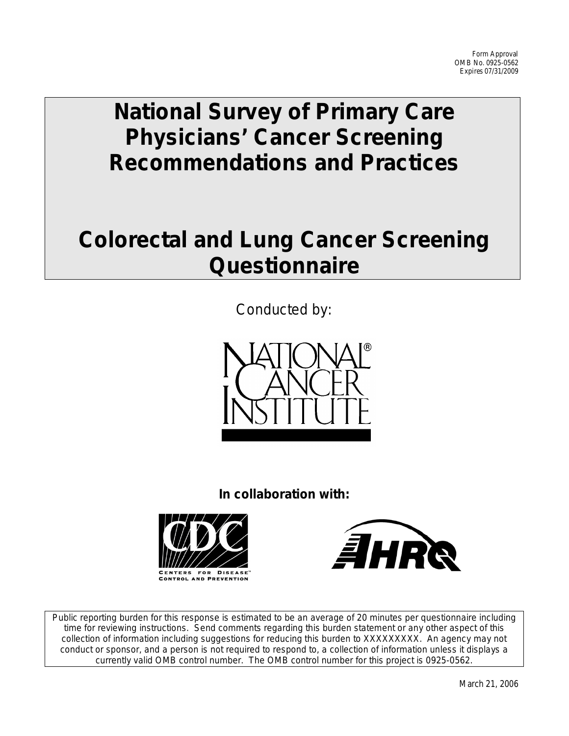Form Approval
OMB No. 0925-0562
Expires 07/31/2009

# National Survey of Primary Care Physicians' Cancer Screening Recommendations and Practices

# Colorectal and Lung Cancer Screening Questionnaire

Conducted by:

NATIONAL CANCER INSTITUTE

**In collaboration with:**

CDC
CENTERS FOR DISEASE CONTROL AND PREVENTION

AHRQ

Public reporting burden for this response is estimated to be an average of 20 minutes per questionnaire including time for reviewing instructions. Send comments regarding this burden statement or any other aspect of this collection of information including suggestions for reducing this burden to XXXXXXXXX. An agency may not conduct or sponsor, and a person is not required to respond to, a collection of information unless it displays a currently valid OMB control number. The OMB control number for this project is 0925-0562.

March 21, 2006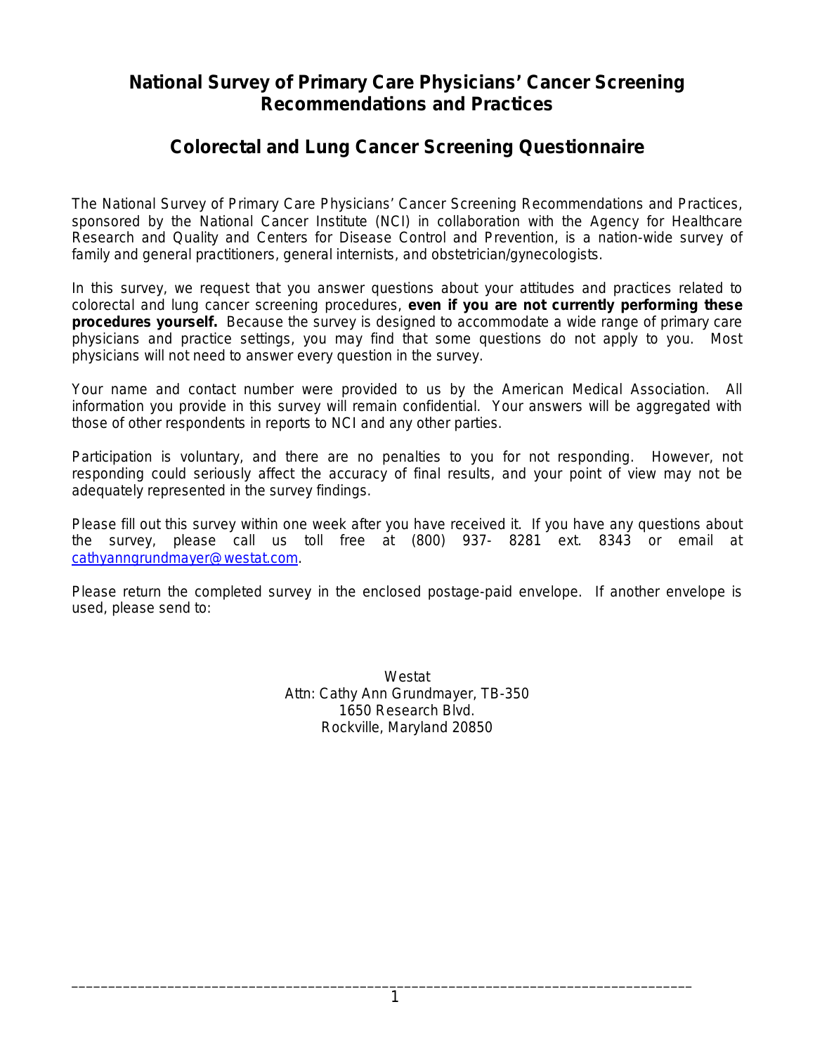# National Survey of Primary Care Physicians' Cancer Screening Recommendations and Practices

## Colorectal and Lung Cancer Screening Questionnaire

The National Survey of Primary Care Physicians' Cancer Screening Recommendations and Practices, sponsored by the National Cancer Institute (NCI) in collaboration with the Agency for Healthcare Research and Quality and Centers for Disease Control and Prevention, is a nation-wide survey of family and general practitioners, general internists, and obstetrician/gynecologists.

In this survey, we request that you answer questions about your attitudes and practices related to colorectal and lung cancer screening procedures, **even if you are not currently performing these procedures yourself.** Because the survey is designed to accommodate a wide range of primary care physicians and practice settings, you may find that some questions do not apply to you. Most physicians will not need to answer every question in the survey.

Your name and contact number were provided to us by the American Medical Association. All information you provide in this survey will remain confidential. Your answers will be aggregated with those of other respondents in reports to NCI and any other parties.

Participation is voluntary, and there are no penalties to you for not responding. However, not responding could seriously affect the accuracy of final results, and your point of view may not be adequately represented in the survey findings.

Please fill out this survey within one week after you have received it. If you have any questions about the survey, please call us toll free at (800) 937- 8281 ext. 8343 or email at cathyanngrundmayer@westat.com.

Please return the completed survey in the enclosed postage-paid envelope. If another envelope is used, please send to:

Westat
Attn: Cathy Ann Grundmayer, TB-350
1650 Research Blvd.
Rockville, Maryland 20850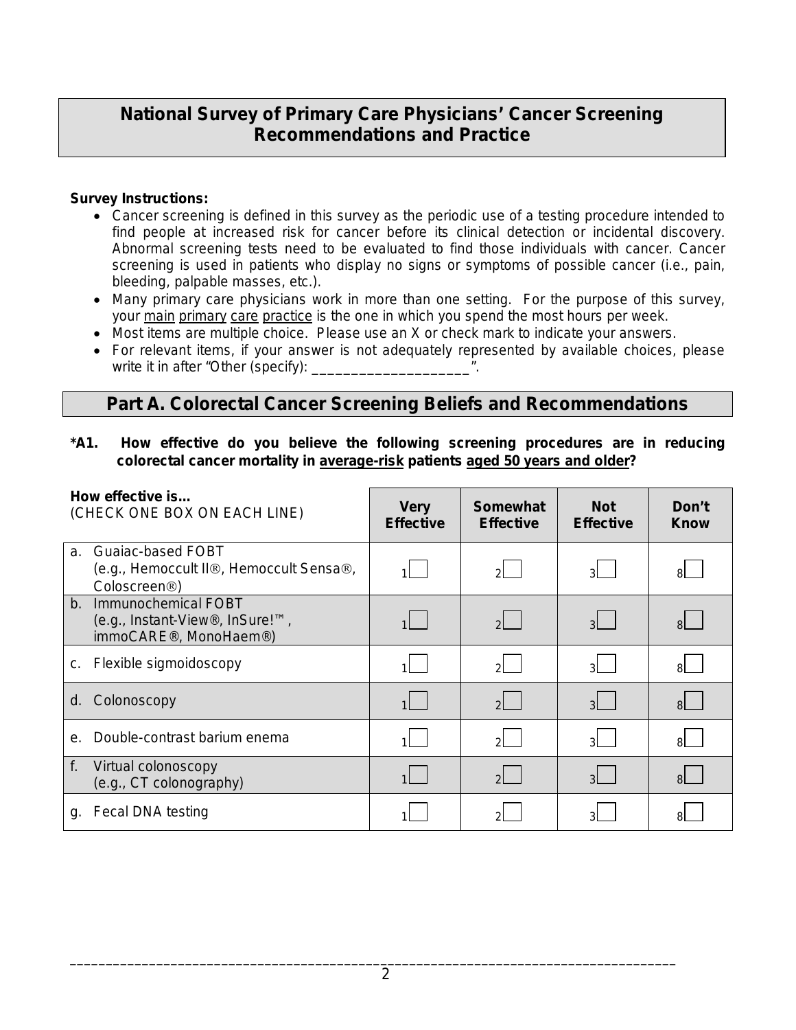# National Survey of Primary Care Physicians' Cancer Screening Recommendations and Practice

**Survey Instructions:**

- Cancer screening is defined in this survey as the periodic use of a testing procedure intended to find people at increased risk for cancer before its clinical detection or incidental discovery. Abnormal screening tests need to be evaluated to find those individuals with cancer. Cancer screening is used in patients who display no signs or symptoms of possible cancer (i.e., pain, bleeding, palpable masses, etc.).
- Many primary care physicians work in more than one setting. For the purpose of this survey, your main primary care practice is the one in which you spend the most hours per week.
- Most items are multiple choice. Please use an X or check mark to indicate your answers.
- For relevant items, if your answer is not adequately represented by available choices, please write it in after "Other (specify): ____________________".

## Part A. Colorectal Cancer Screening Beliefs and Recommendations

**\*A1. How effective do you believe the following screening procedures are in reducing colorectal cancer mortality in average-risk patients aged 50 years and older?**

| **How effective is...** (CHECK ONE BOX ON EACH LINE) | **Very Effective** | **Somewhat Effective** | **Not Effective** | **Don't Know** |
|---|---|---|---|---|
| a. Guaiac-based FOBT (e.g., Hemoccult II®, Hemoccult Sensa®, Coloscreen®) | 1☐ | 2☐ | 3☐ | 8☐ |
| b. Immunochemical FOBT (e.g., Instant-View®, InSure!™, immoCARE®, MonoHaem®) | 1☐ | 2☐ | 3☐ | 8☐ |
| c. Flexible sigmoidoscopy | 1☐ | 2☐ | 3☐ | 8☐ |
| d. Colonoscopy | 1☐ | 2☐ | 3☐ | 8☐ |
| e. Double-contrast barium enema | 1☐ | 2☐ | 3☐ | 8☐ |
| f. Virtual colonoscopy (e.g., CT colonography) | 1☐ | 2☐ | 3☐ | 8☐ |
| g. Fecal DNA testing | 1☐ | 2☐ | 3☐ | 8☐ |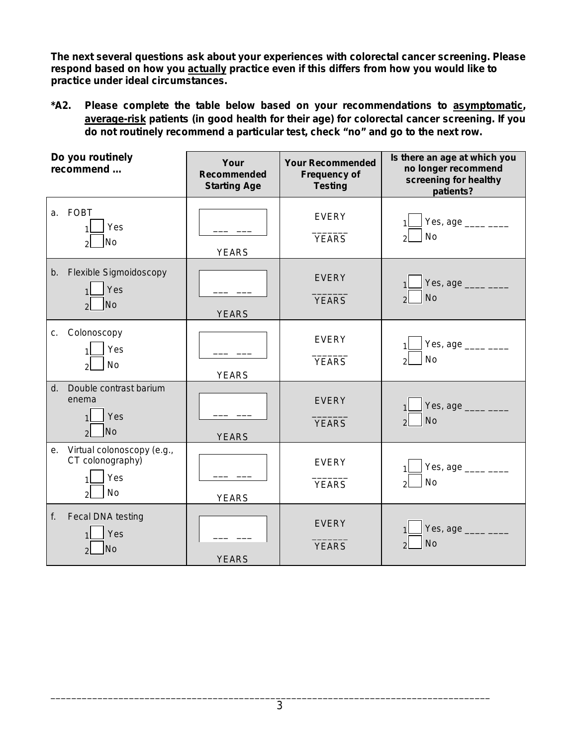**The next several questions ask about your experiences with colorectal cancer screening. Please respond based on how you actually practice even if this differs from how you would like to practice under ideal circumstances.**

**\*A2. Please complete the table below based on your recommendations to asymptomatic, average-risk patients (in good health for their age) for colorectal cancer screening. If you do not routinely recommend a particular test, check "no" and go to the next row.**

| Do you routinely recommend ... | Your Recommended Starting Age | Your Recommended Frequency of Testing | Is there an age at which you no longer recommend screening for healthy patients? |
|---|---|---|---|
| a. FOBT<br>1☐ Yes<br>2☐ No | ___ ___<br>YEARS | EVERY<br>_______<br>YEARS | 1☐ Yes, age ____ ____<br>2☐ No |
| b. Flexible Sigmoidoscopy<br>1☐ Yes<br>2☐ No | ___ ___<br>YEARS | EVERY<br>_______<br>YEARS | 1☐ Yes, age ____ ____<br>2☐ No |
| c. Colonoscopy<br>1☐ Yes<br>2☐ No | ___ ___<br>YEARS | EVERY<br>_______<br>YEARS | 1☐ Yes, age ____ ____<br>2☐ No |
| d. Double contrast barium enema<br>1☐ Yes<br>2☐ No | ___ ___<br>YEARS | EVERY<br>_______<br>YEARS | 1☐ Yes, age ____ ____<br>2☐ No |
| e. Virtual colonoscopy (e.g., CT colonography)<br>1☐ Yes<br>2☐ No | ___ ___<br>YEARS | EVERY<br>_______<br>YEARS | 1☐ Yes, age ____ ____<br>2☐ No |
| f. Fecal DNA testing<br>1☐ Yes<br>2☐ No | ___ ___<br>YEARS | EVERY<br>_______<br>YEARS | 1☐ Yes, age ____ ____<br>2☐ No |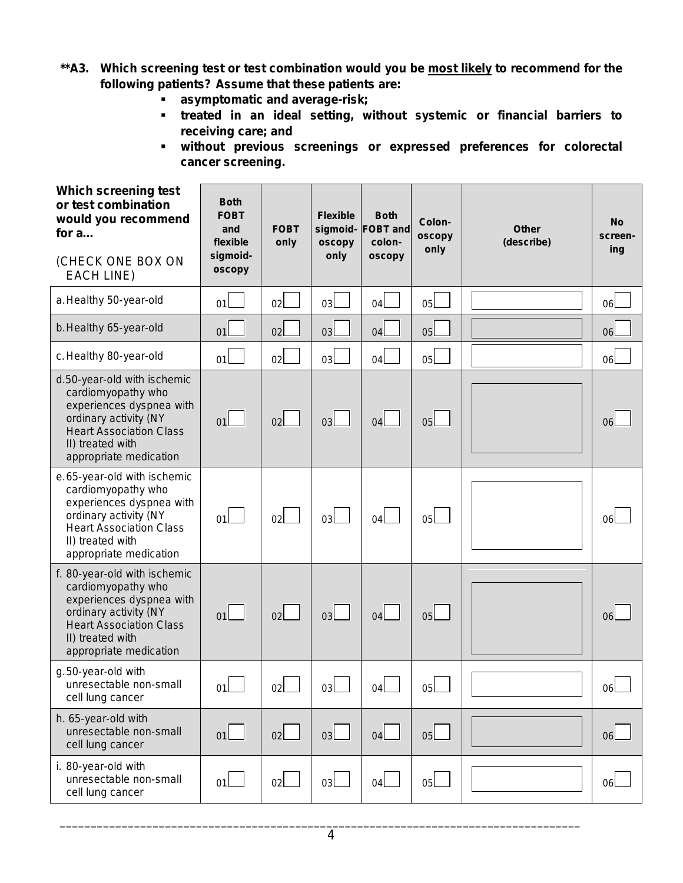**A3. Which screening test or test combination would you be most likely to recommend for the following patients? Assume that these patients are:

- asymptomatic and average-risk;
- treated in an ideal setting, without systemic or financial barriers to receiving care; and
- without previous screenings or expressed preferences for colorectal cancer screening.

| Which screening test or test combination would you recommend for a… (CHECK ONE BOX ON EACH LINE) | Both FOBT and flexible sigmoidoscopy | FOBT only | Flexible sigmoidoscopy only | Both FOBT and colonoscopy | Colonoscopy only | Other (describe) | No screening |
|---|---|---|---|---|---|---|---|
| a. Healthy 50-year-old | 01 | 02 | 03 | 04 | 05 | | 06 |
| b. Healthy 65-year-old | 01 | 02 | 03 | 04 | 05 | | 06 |
| c. Healthy 80-year-old | 01 | 02 | 03 | 04 | 05 | | 06 |
| d. 50-year-old with ischemic cardiomyopathy who experiences dyspnea with ordinary activity (NY Heart Association Class II) treated with appropriate medication | 01 | 02 | 03 | 04 | 05 | | 06 |
| e. 65-year-old with ischemic cardiomyopathy who experiences dyspnea with ordinary activity (NY Heart Association Class II) treated with appropriate medication | 01 | 02 | 03 | 04 | 05 | | 06 |
| f. 80-year-old with ischemic cardiomyopathy who experiences dyspnea with ordinary activity (NY Heart Association Class II) treated with appropriate medication | 01 | 02 | 03 | 04 | 05 | | 06 |
| g. 50-year-old with unresectable non-small cell lung cancer | 01 | 02 | 03 | 04 | 05 | | 06 |
| h. 65-year-old with unresectable non-small cell lung cancer | 01 | 02 | 03 | 04 | 05 | | 06 |
| i. 80-year-old with unresectable non-small cell lung cancer | 01 | 02 | 03 | 04 | 05 | | 06 |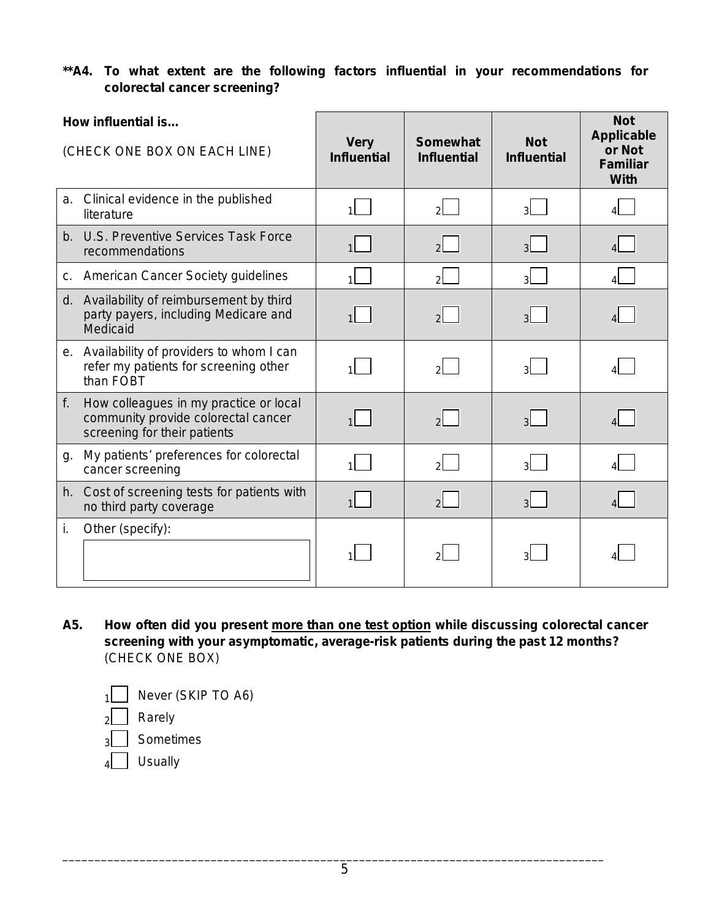**\*\*A4. To what extent are the following factors influential in your recommendations for colorectal cancer screening?**

| **How influential is…** (CHECK ONE BOX ON EACH LINE) | **Very Influential** | **Somewhat Influential** | **Not Influential** | **Not Applicable or Not Familiar With** |
|---|---|---|---|---|
| a. Clinical evidence in the published literature | 1☐ | 2☐ | 3☐ | 4☐ |
| b. U.S. Preventive Services Task Force recommendations | 1☐ | 2☐ | 3☐ | 4☐ |
| c. American Cancer Society guidelines | 1☐ | 2☐ | 3☐ | 4☐ |
| d. Availability of reimbursement by third party payers, including Medicare and Medicaid | 1☐ | 2☐ | 3☐ | 4☐ |
| e. Availability of providers to whom I can refer my patients for screening other than FOBT | 1☐ | 2☐ | 3☐ | 4☐ |
| f. How colleagues in my practice or local community provide colorectal cancer screening for their patients | 1☐ | 2☐ | 3☐ | 4☐ |
| g. My patients' preferences for colorectal cancer screening | 1☐ | 2☐ | 3☐ | 4☐ |
| h. Cost of screening tests for patients with no third party coverage | 1☐ | 2☐ | 3☐ | 4☐ |
| i. Other (specify): ____________ | 1☐ | 2☐ | 3☐ | 4☐ |

**A5. How often did you present more than one test option while discussing colorectal cancer screening with your asymptomatic, average-risk patients during the past 12 months?** (CHECK ONE BOX)

- 1☐ Never (SKIP TO A6)
- 2☐ Rarely
- 3☐ Sometimes
- 4☐ Usually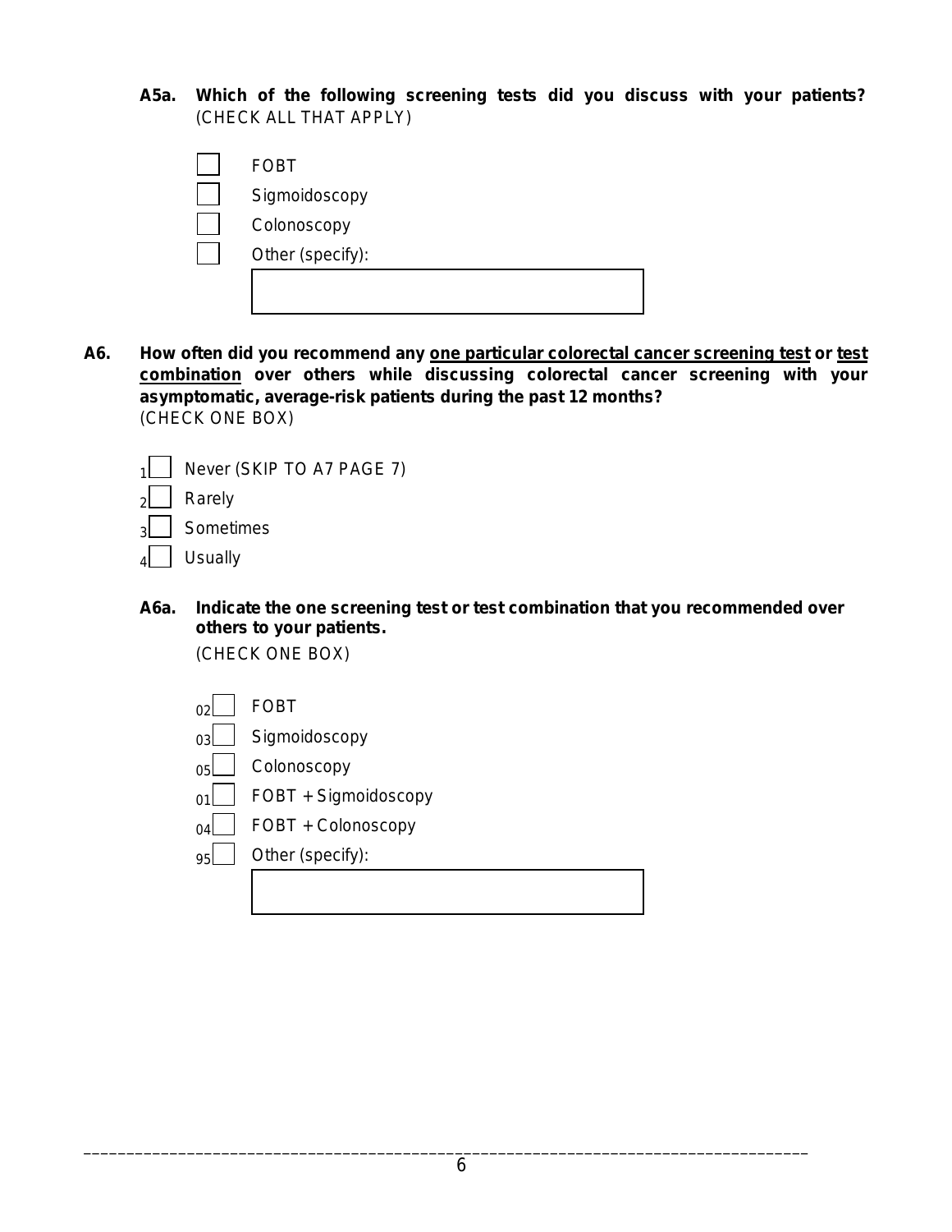**A5a. Which of the following screening tests did you discuss with your patients?** (CHECK ALL THAT APPLY)

- ☐ FOBT
- ☐ Sigmoidoscopy
- ☐ Colonoscopy
- ☐ Other (specify): ____________

**A6. How often did you recommend any <u>one particular colorectal cancer screening test</u> or <u>test combination</u> over others while discussing colorectal cancer screening with your asymptomatic, average-risk patients during the past 12 months?**
(CHECK ONE BOX)

- 1 ☐ Never (SKIP TO A7 PAGE 7)
- 2 ☐ Rarely
- 3 ☐ Sometimes
- 4 ☐ Usually

**A6a. Indicate the one screening test or test combination that you recommended over others to your patients.**
(CHECK ONE BOX)

- 02 ☐ FOBT
- 03 ☐ Sigmoidoscopy
- 05 ☐ Colonoscopy
- 01 ☐ FOBT + Sigmoidoscopy
- 04 ☐ FOBT + Colonoscopy
- 95 ☐ Other (specify): ____________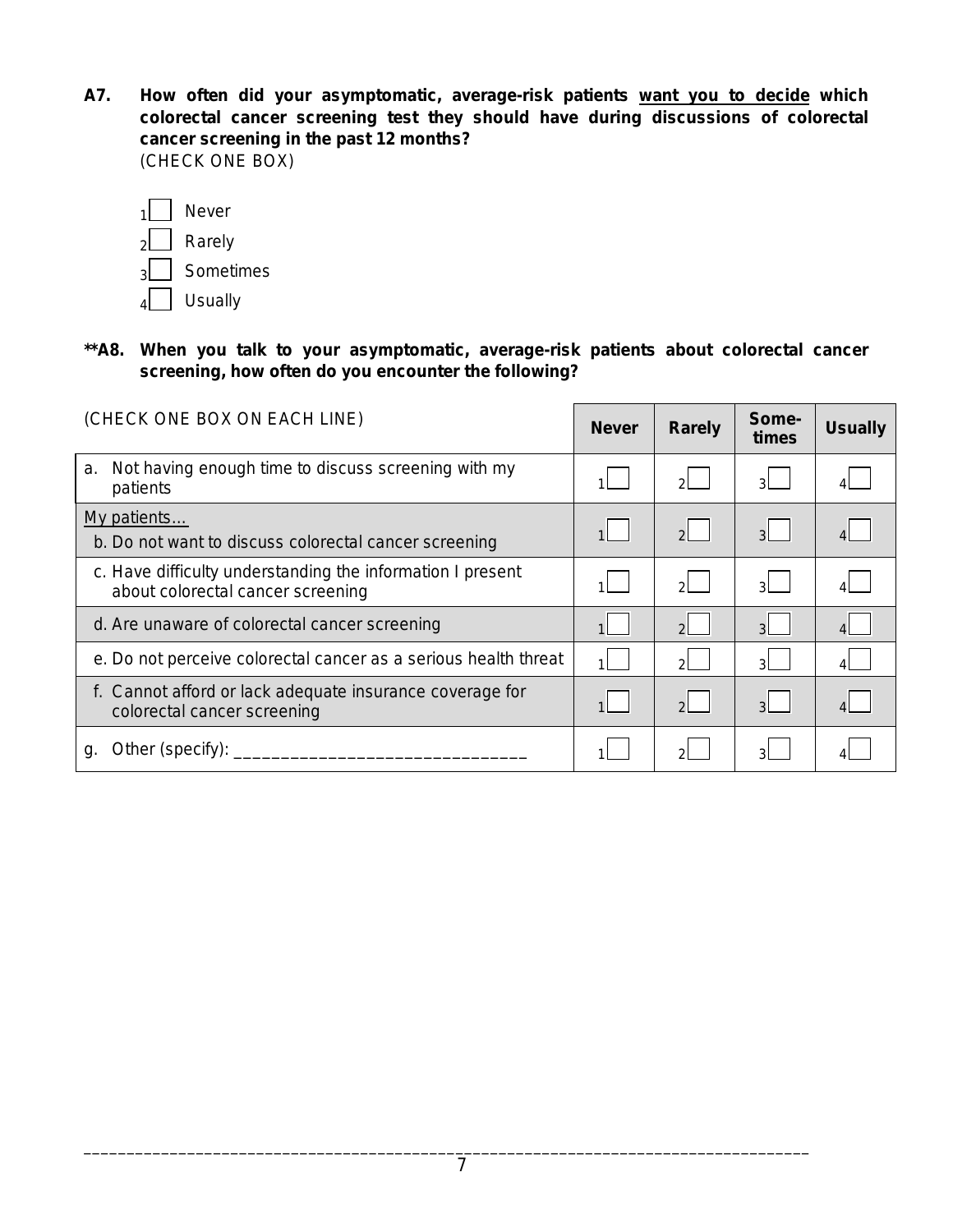**A7. How often did your asymptomatic, average-risk patients <u>want you to decide</u> which colorectal cancer screening test they should have during discussions of colorectal cancer screening in the past 12 months?**
(CHECK ONE BOX)

- 1☐ Never
- 2☐ Rarely
- 3☐ Sometimes
- 4☐ Usually

**\*\*A8. When you talk to your asymptomatic, average-risk patients about colorectal cancer screening, how often do you encounter the following?**

| (CHECK ONE BOX ON EACH LINE) | **Never** | **Rarely** | **Some-times** | **Usually** |
|---|---|---|---|---|
| a. Not having enough time to discuss screening with my patients | 1☐ | 2☐ | 3☐ | 4☐ |
| <u>My patients…</u> b. Do not want to discuss colorectal cancer screening | 1☐ | 2☐ | 3☐ | 4☐ |
| c. Have difficulty understanding the information I present about colorectal cancer screening | 1☐ | 2☐ | 3☐ | 4☐ |
| d. Are unaware of colorectal cancer screening | 1☐ | 2☐ | 3☐ | 4☐ |
| e. Do not perceive colorectal cancer as a serious health threat | 1☐ | 2☐ | 3☐ | 4☐ |
| f. Cannot afford or lack adequate insurance coverage for colorectal cancer screening | 1☐ | 2☐ | 3☐ | 4☐ |
| g. Other (specify): ______________________________ | 1☐ | 2☐ | 3☐ | 4☐ |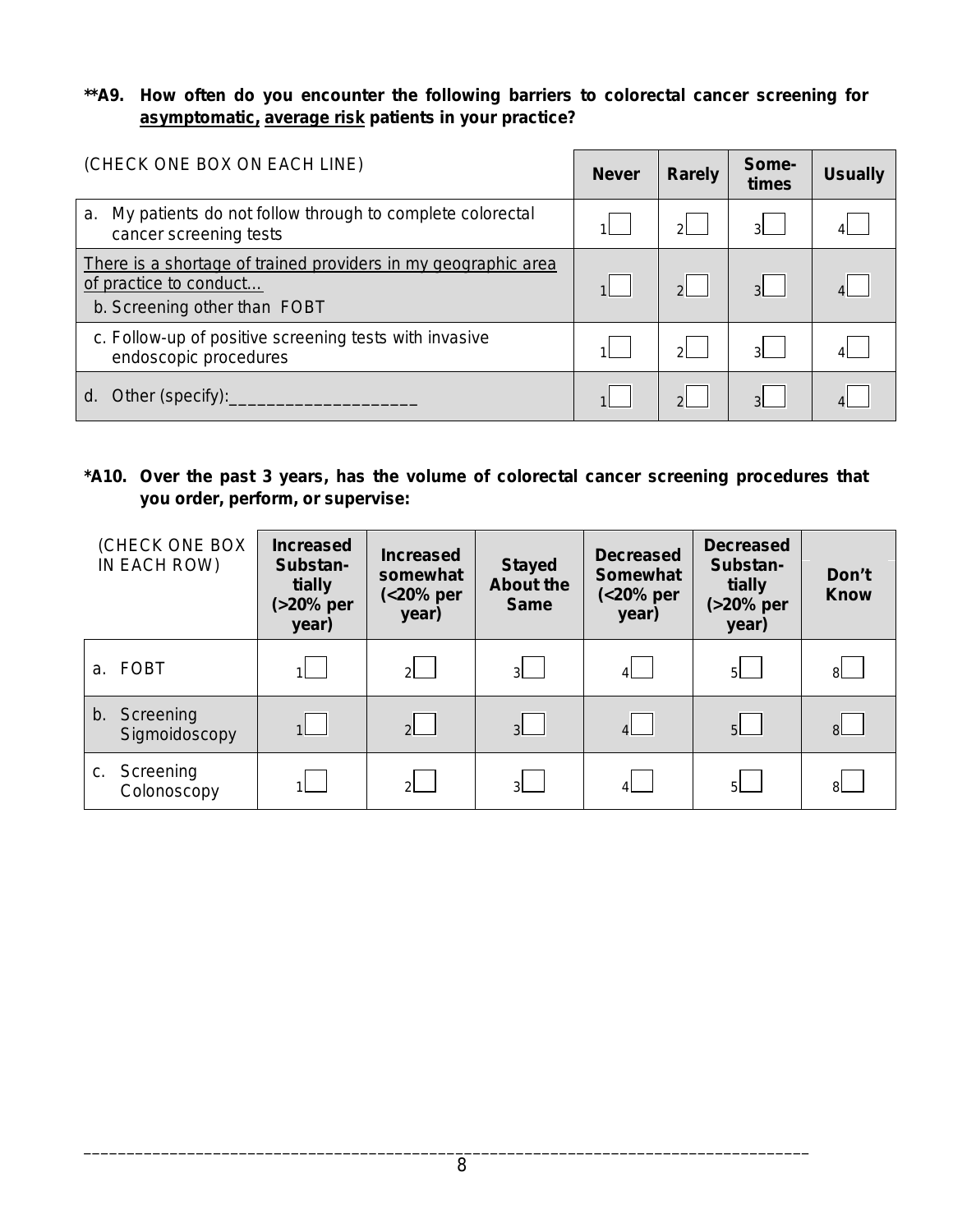**\*\*A9. How often do you encounter the following barriers to colorectal cancer screening for asymptomatic, average risk patients in your practice?**

| (CHECK ONE BOX ON EACH LINE) | Never | Rarely | Some-times | Usually |
|---|---|---|---|---|
| a. My patients do not follow through to complete colorectal cancer screening tests | 1☐ | 2☐ | 3☐ | 4☐ |
| There is a shortage of trained providers in my geographic area of practice to conduct… b. Screening other than FOBT | 1☐ | 2☐ | 3☐ | 4☐ |
| c. Follow-up of positive screening tests with invasive endoscopic procedures | 1☐ | 2☐ | 3☐ | 4☐ |
| d. Other (specify):____________________ | 1☐ | 2☐ | 3☐ | 4☐ |

**\*A10. Over the past 3 years, has the volume of colorectal cancer screening procedures that you order, perform, or supervise:**

| (CHECK ONE BOX IN EACH ROW) | Increased Substan-tially (>20% per year) | Increased somewhat (<20% per year) | Stayed About the Same | Decreased Somewhat (<20% per year) | Decreased Substan-tially (>20% per year) | Don't Know |
|---|---|---|---|---|---|---|
| a. FOBT | 1☐ | 2☐ | 3☐ | 4☐ | 5☐ | 8☐ |
| b. Screening Sigmoidoscopy | 1☐ | 2☐ | 3☐ | 4☐ | 5☐ | 8☐ |
| c. Screening Colonoscopy | 1☐ | 2☐ | 3☐ | 4☐ | 5☐ | 8☐ |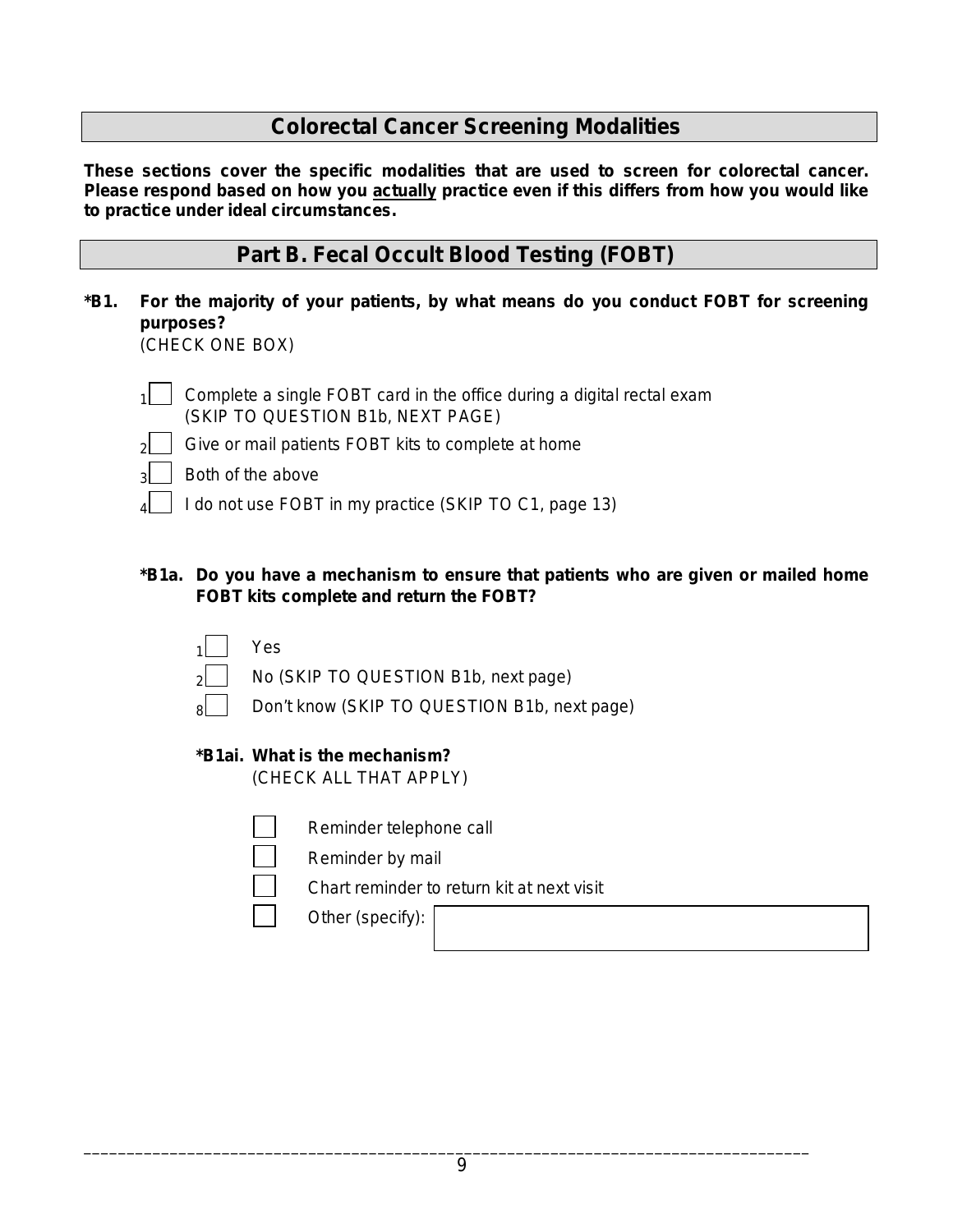## Colorectal Cancer Screening Modalities

**These sections cover the specific modalities that are used to screen for colorectal cancer. Please respond based on how you actually practice even if this differs from how you would like to practice under ideal circumstances.**

## Part B. Fecal Occult Blood Testing (FOBT)

**\*B1. For the majority of your patients, by what means do you conduct FOBT for screening purposes?**
(CHECK ONE BOX)

- 1 ☐ Complete a single FOBT card in the office during a digital rectal exam (SKIP TO QUESTION B1b, NEXT PAGE)
- 2 ☐ Give or mail patients FOBT kits to complete at home
- 3 ☐ Both of the above
- 4 ☐ I do not use FOBT in my practice (SKIP TO C1, page 13)

**\*B1a. Do you have a mechanism to ensure that patients who are given or mailed home FOBT kits complete and return the FOBT?**

- 1 ☐ Yes
- 2 ☐ No (SKIP TO QUESTION B1b, next page)
- 8 ☐ Don't know (SKIP TO QUESTION B1b, next page)

**\*B1ai. What is the mechanism?**
(CHECK ALL THAT APPLY)

- ☐ Reminder telephone call
- ☐ Reminder by mail
- ☐ Chart reminder to return kit at next visit
- ☐ Other (specify): ____________________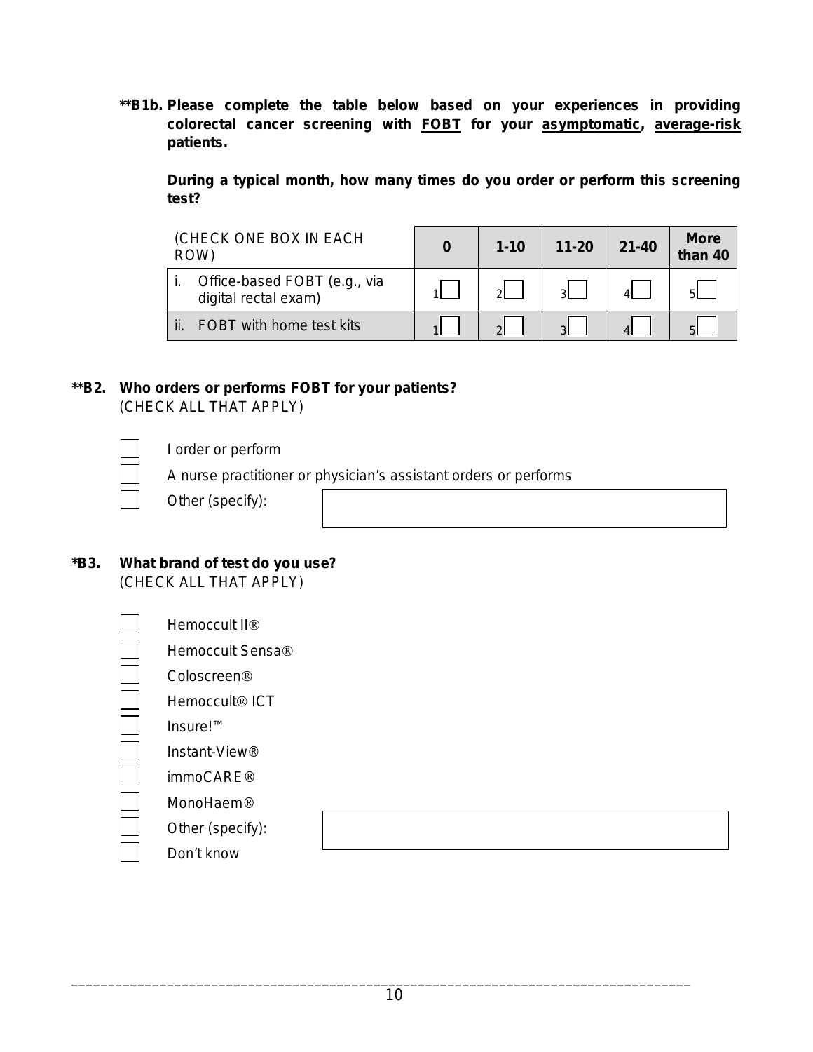**B1b. Please complete the table below based on your experiences in providing colorectal cancer screening with <u>FOBT</u> for your <u>asymptomatic</u>, <u>average-risk</u> patients.**

**During a typical month, how many times do you order or perform this screening test?**

| (CHECK ONE BOX IN EACH ROW) | 0 | 1-10 | 11-20 | 21-40 | More than 40 |
|---|---|---|---|---|---|
| i. Office-based FOBT (e.g., via digital rectal exam) | 1☐ | 2☐ | 3☐ | 4☐ | 5☐ |
| ii. FOBT with home test kits | 1☐ | 2☐ | 3☐ | 4☐ | 5☐ |

**B2. Who orders or performs FOBT for your patients?**
(CHECK ALL THAT APPLY)

- ☐ I order or perform
- ☐ A nurse practitioner or physician's assistant orders or performs
- ☐ Other (specify): ________

**B3. What brand of test do you use?**
(CHECK ALL THAT APPLY)

- ☐ Hemoccult II®
- ☐ Hemoccult Sensa®
- ☐ Coloscreen®
- ☐ Hemoccult® ICT
- ☐ Insure!™
- ☐ Instant-View®
- ☐ immoCARE®
- ☐ MonoHaem®
- ☐ Other (specify): ________
- ☐ Don't know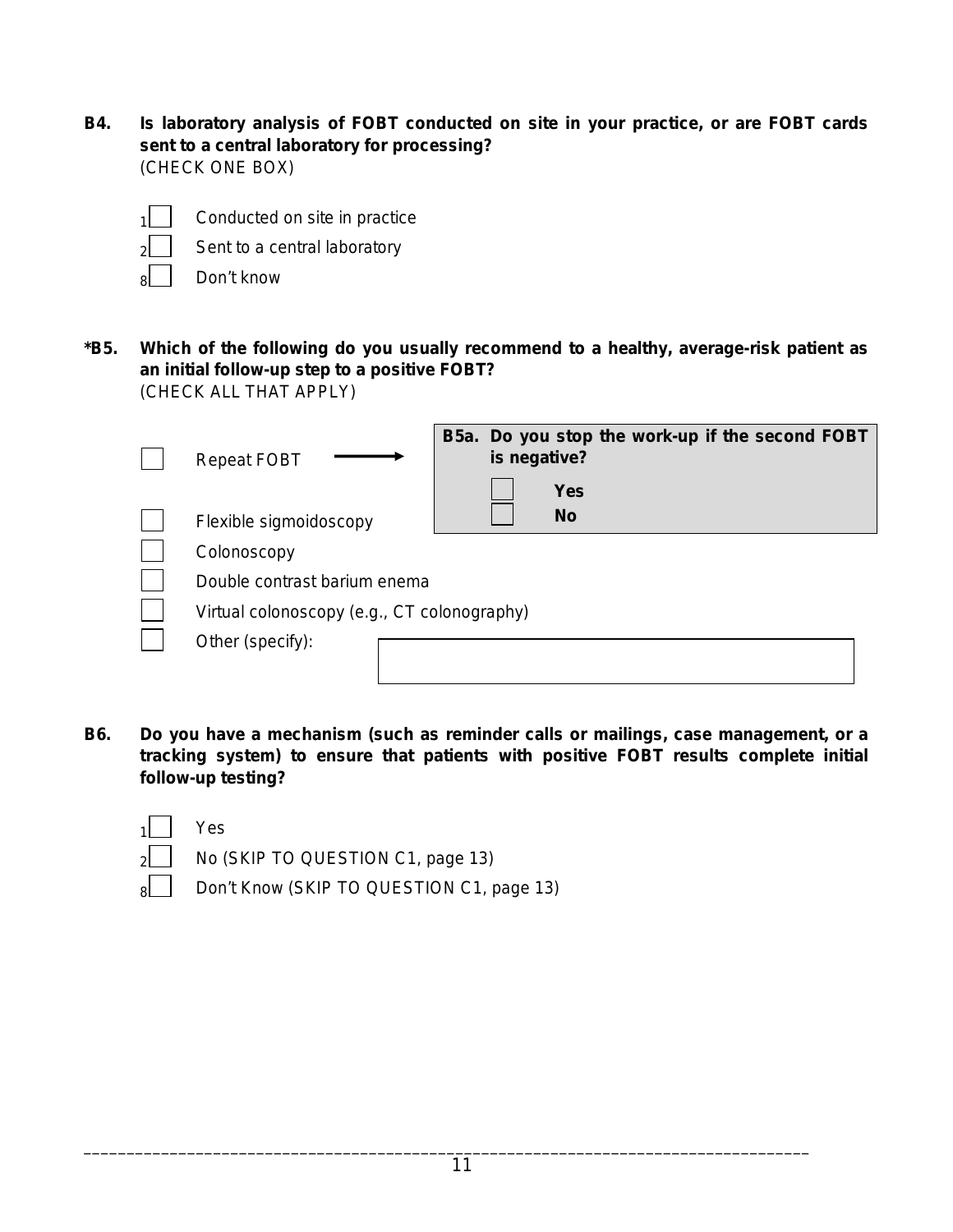**B4. Is laboratory analysis of FOBT conducted on site in your practice, or are FOBT cards sent to a central laboratory for processing?**
(CHECK ONE BOX)

- 1☐ Conducted on site in practice
- 2☐ Sent to a central laboratory
- 8☐ Don't know

***B5. Which of the following do you usually recommend to a healthy, average-risk patient as an initial follow-up step to a positive FOBT?**
(CHECK ALL THAT APPLY)

- ☐ Repeat FOBT → **B5a. Do you stop the work-up if the second FOBT is negative?**
  - ☐ **Yes**
  - ☐ **No**
- ☐ Flexible sigmoidoscopy
- ☐ Colonoscopy
- ☐ Double contrast barium enema
- ☐ Virtual colonoscopy (e.g., CT colonography)
- ☐ Other (specify): ____________________

**B6. Do you have a mechanism (such as reminder calls or mailings, case management, or a tracking system) to ensure that patients with positive FOBT results complete initial follow-up testing?**

- 1☐ Yes
- 2☐ No (SKIP TO QUESTION C1, page 13)
- 8☐ Don't Know (SKIP TO QUESTION C1, page 13)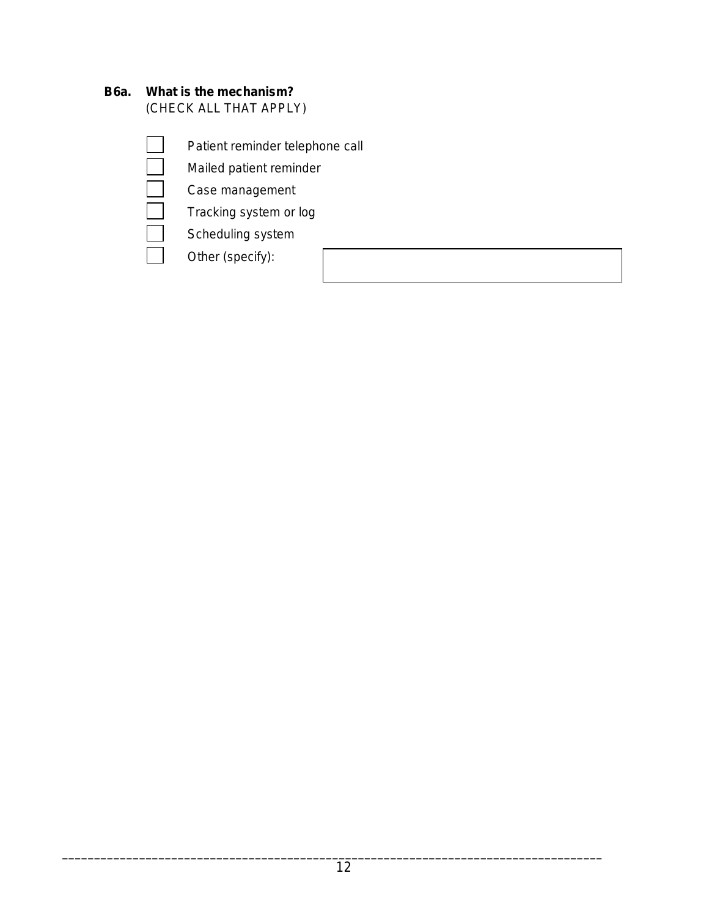**B6a. What is the mechanism?**
(CHECK ALL THAT APPLY)

- ☐ Patient reminder telephone call
- ☐ Mailed patient reminder
- ☐ Case management
- ☐ Tracking system or log
- ☐ Scheduling system
- ☐ Other (specify): ____________________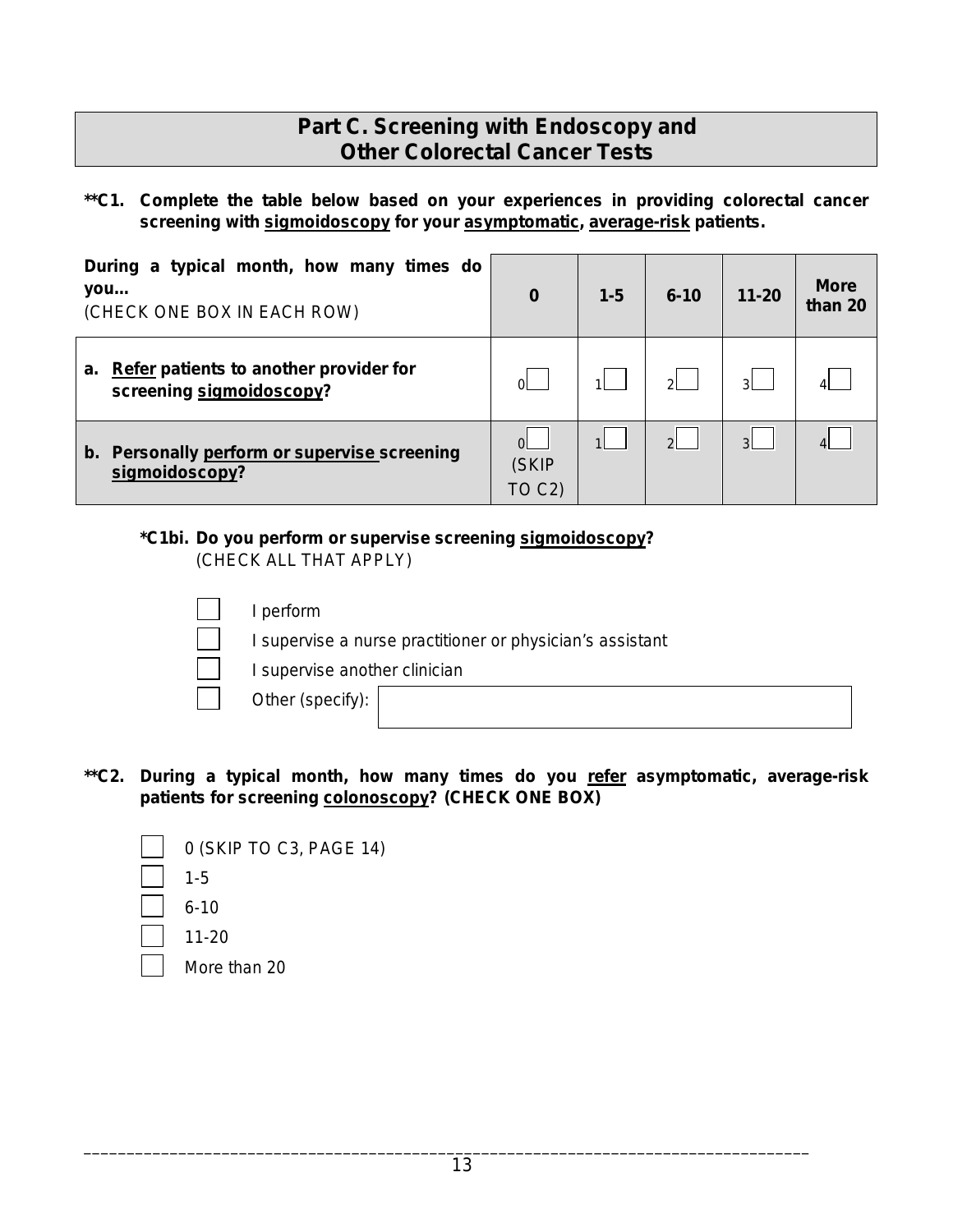## Part C. Screening with Endoscopy and Other Colorectal Cancer Tests

**C1. Complete the table below based on your experiences in providing colorectal cancer screening with <u>sigmoidoscopy</u> for your <u>asymptomatic</u>, <u>average-risk</u> patients.**

| During a typical month, how many times do you… (CHECK ONE BOX IN EACH ROW) | 0 | 1-5 | 6-10 | 11-20 | More than 20 |
|---|---|---|---|---|---|
| a. **<u>Refer</u> patients to another provider for screening <u>sigmoidoscopy</u>?** | 0☐ | 1☐ | 2☐ | 3☐ | 4☐ |
| b. **Personally <u>perform or supervise</u> screening <u>sigmoidoscopy</u>?** | 0☐ (SKIP TO C2) | 1☐ | 2☐ | 3☐ | 4☐ |

***C1bi. Do you perform or supervise screening <u>sigmoidoscopy</u>?**
(CHECK ALL THAT APPLY)

- ☐ I perform
- ☐ I supervise a nurse practitioner or physician's assistant
- ☐ I supervise another clinician
- ☐ Other (specify): ____________

****C2. During a typical month, how many times do you <u>refer</u> asymptomatic, average-risk patients for screening <u>colonoscopy</u>? (CHECK ONE BOX)**

- ☐ 0 (SKIP TO C3, PAGE 14)
- ☐ 1-5
- ☐ 6-10
- ☐ 11-20
- ☐ More than 20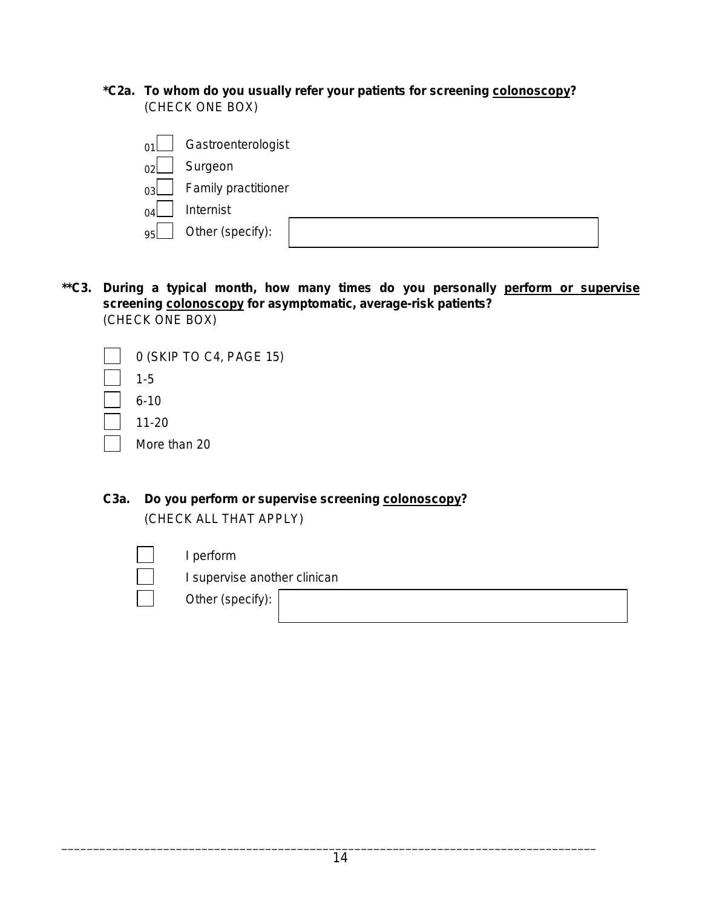**\*C2a. To whom do you usually refer your patients for screening colonoscopy?**
(CHECK ONE BOX)

- 01 ☐ Gastroenterologist
- 02 ☐ Surgeon
- 03 ☐ Family practitioner
- 04 ☐ Internist
- 95 ☐ Other (specify): ____________

**\*\*C3. During a typical month, how many times do you personally perform or supervise screening colonoscopy for asymptomatic, average-risk patients?**
(CHECK ONE BOX)

- ☐ 0 (SKIP TO C4, PAGE 15)
- ☐ 1-5
- ☐ 6-10
- ☐ 11-20
- ☐ More than 20

**C3a. Do you perform or supervise screening colonoscopy?**
(CHECK ALL THAT APPLY)

- ☐ I perform
- ☐ I supervise another clinican
- ☐ Other (specify): ____________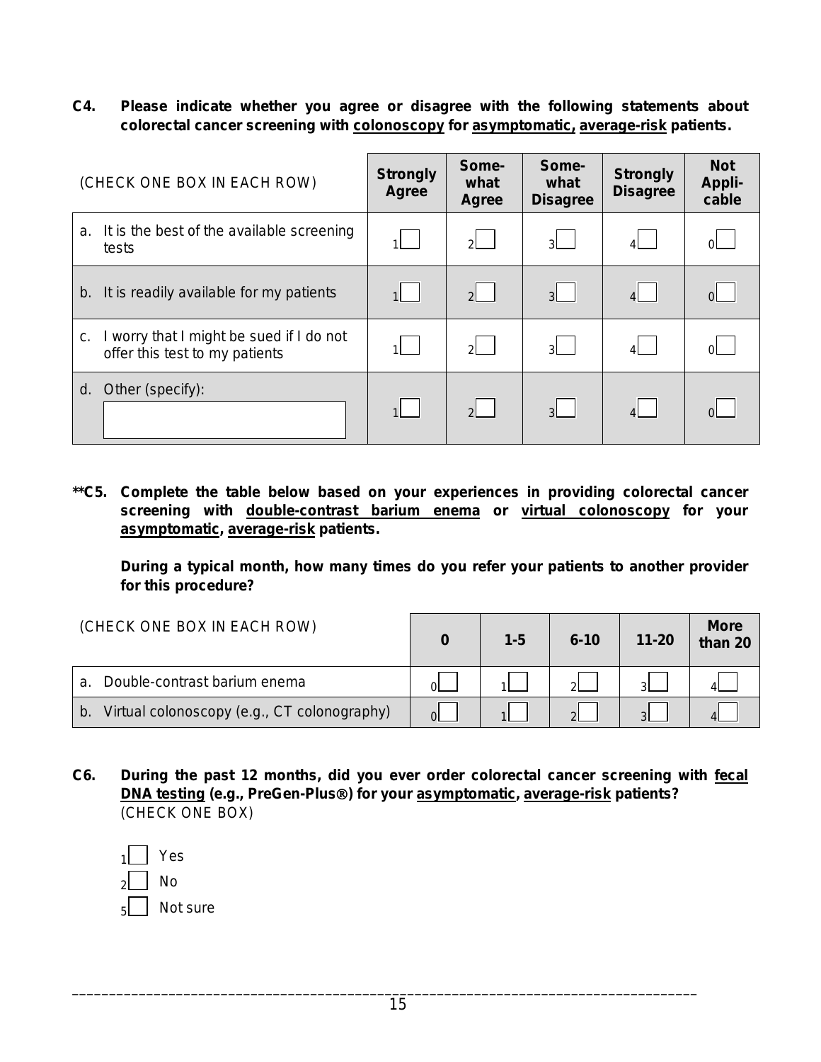**C4. Please indicate whether you agree or disagree with the following statements about colorectal cancer screening with colonoscopy for asymptomatic, average-risk patients.**

| (CHECK ONE BOX IN EACH ROW) | Strongly Agree | Some-what Agree | Some-what Disagree | Strongly Disagree | Not Appli-cable |
|---|---|---|---|---|---|
| a. It is the best of the available screening tests | 1☐ | 2☐ | 3☐ | 4☐ | 0☐ |
| b. It is readily available for my patients | 1☐ | 2☐ | 3☐ | 4☐ | 0☐ |
| c. I worry that I might be sued if I do not offer this test to my patients | 1☐ | 2☐ | 3☐ | 4☐ | 0☐ |
| d. Other (specify): ______ | 1☐ | 2☐ | 3☐ | 4☐ | 0☐ |

**C5. Complete the table below based on your experiences in providing colorectal cancer screening with double-contrast barium enema or virtual colonoscopy for your asymptomatic, average-risk patients.**

**During a typical month, how many times do you refer your patients to another provider for this procedure?**

| (CHECK ONE BOX IN EACH ROW) | 0 | 1-5 | 6-10 | 11-20 | More than 20 |
|---|---|---|---|---|---|
| a. Double-contrast barium enema | 0☐ | 1☐ | 2☐ | 3☐ | 4☐ |
| b. Virtual colonoscopy (e.g., CT colonography) | 0☐ | 1☐ | 2☐ | 3☐ | 4☐ |

**C6. During the past 12 months, did you ever order colorectal cancer screening with fecal DNA testing (e.g., PreGen-Plus®) for your asymptomatic, average-risk patients?** (CHECK ONE BOX)

1☐ Yes
2☐ No
5☐ Not sure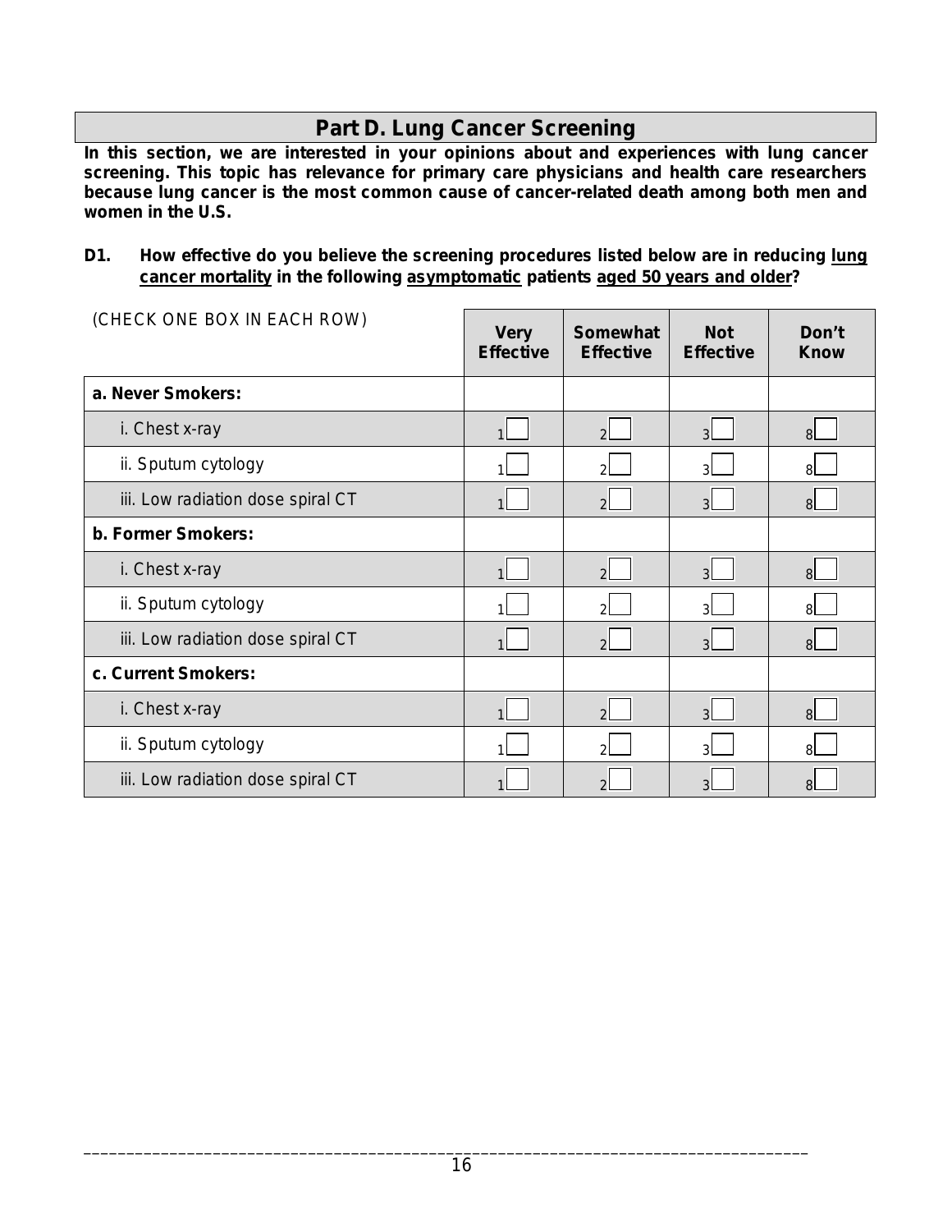## Part D. Lung Cancer Screening

**In this section, we are interested in your opinions about and experiences with lung cancer screening. This topic has relevance for primary care physicians and health care researchers because lung cancer is the most common cause of cancer-related death among both men and women in the U.S.**

**D1. How effective do you believe the screening procedures listed below are in reducing <u>lung cancer mortality</u> in the following <u>asymptomatic</u> patients <u>aged 50 years and older</u>?**

| (CHECK ONE BOX IN EACH ROW) | Very Effective | Somewhat Effective | Not Effective | Don't Know |
|---|---|---|---|---|
| **a. Never Smokers:** | | | | |
| i. Chest x-ray | 1 ☐ | 2 ☐ | 3 ☐ | 8 ☐ |
| ii. Sputum cytology | 1 ☐ | 2 ☐ | 3 ☐ | 8 ☐ |
| iii. Low radiation dose spiral CT | 1 ☐ | 2 ☐ | 3 ☐ | 8 ☐ |
| **b. Former Smokers:** | | | | |
| i. Chest x-ray | 1 ☐ | 2 ☐ | 3 ☐ | 8 ☐ |
| ii. Sputum cytology | 1 ☐ | 2 ☐ | 3 ☐ | 8 ☐ |
| iii. Low radiation dose spiral CT | 1 ☐ | 2 ☐ | 3 ☐ | 8 ☐ |
| **c. Current Smokers:** | | | | |
| i. Chest x-ray | 1 ☐ | 2 ☐ | 3 ☐ | 8 ☐ |
| ii. Sputum cytology | 1 ☐ | 2 ☐ | 3 ☐ | 8 ☐ |
| iii. Low radiation dose spiral CT | 1 ☐ | 2 ☐ | 3 ☐ | 8 ☐ |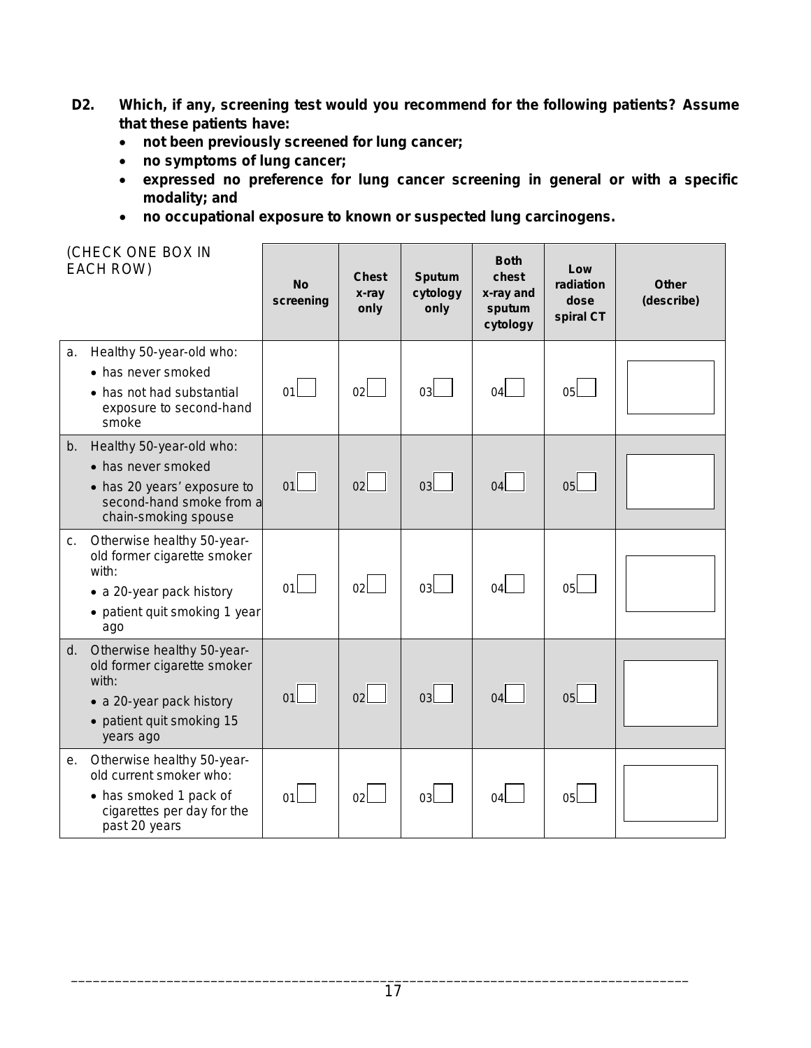**D2. Which, if any, screening test would you recommend for the following patients? Assume that these patients have:**

- **not been previously screened for lung cancer;**
- **no symptoms of lung cancer;**
- **expressed no preference for lung cancer screening in general or with a specific modality; and**
- **no occupational exposure to known or suspected lung carcinogens.**

| (CHECK ONE BOX IN EACH ROW) | No screening | Chest x-ray only | Sputum cytology only | Both chest x-ray and sputum cytology | Low radiation dose spiral CT | Other (describe) |
|---|---|---|---|---|---|---|
| a. Healthy 50-year-old who: • has never smoked • has not had substantial exposure to second-hand smoke | 01☐ | 02☐ | 03☐ | 04☐ | 05☐ | ☐ |
| b. Healthy 50-year-old who: • has never smoked • has 20 years' exposure to second-hand smoke from a chain-smoking spouse | 01☐ | 02☐ | 03☐ | 04☐ | 05☐ | ☐ |
| c. Otherwise healthy 50-year-old former cigarette smoker with: • a 20-year pack history • patient quit smoking 1 year ago | 01☐ | 02☐ | 03☐ | 04☐ | 05☐ | ☐ |
| d. Otherwise healthy 50-year-old former cigarette smoker with: • a 20-year pack history • patient quit smoking 15 years ago | 01☐ | 02☐ | 03☐ | 04☐ | 05☐ | ☐ |
| e. Otherwise healthy 50-year-old current smoker who: • has smoked 1 pack of cigarettes per day for the past 20 years | 01☐ | 02☐ | 03☐ | 04☐ | 05☐ | ☐ |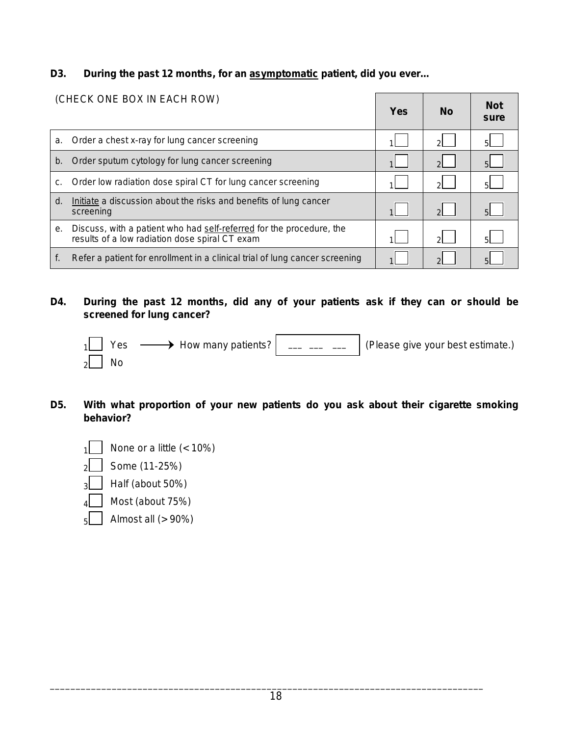**D3. During the past 12 months, for an <u>asymptomatic</u> patient, did you ever...**

| (CHECK ONE BOX IN EACH ROW) | Yes | No | Not sure |
|---|---|---|---|
| a. Order a chest x-ray for lung cancer screening | 1☐ | 2☐ | 5☐ |
| b. Order sputum cytology for lung cancer screening | 1☐ | 2☐ | 5☐ |
| c. Order low radiation dose spiral CT for lung cancer screening | 1☐ | 2☐ | 5☐ |
| d. <u>Initiate</u> a discussion about the risks and benefits of lung cancer screening | 1☐ | 2☐ | 5☐ |
| e. Discuss, with a patient who had <u>self-referred</u> for the procedure, the results of a low radiation dose spiral CT exam | 1☐ | 2☐ | 5☐ |
| f. Refer a patient for enrollment in a clinical trial of lung cancer screening | 1☐ | 2☐ | 5☐ |

**D4. During the past 12 months, did any of your patients ask if they can or should be screened for lung cancer?**

1☐ Yes ⟶ How many patients? ___ ___ ___ (Please give your best estimate.)

2☐ No

**D5. With what proportion of your new patients do you ask about their cigarette smoking behavior?**

1☐ None or a little (< 10%)

2☐ Some (11-25%)

3☐ Half (about 50%)

4☐ Most (about 75%)

5☐ Almost all (> 90%)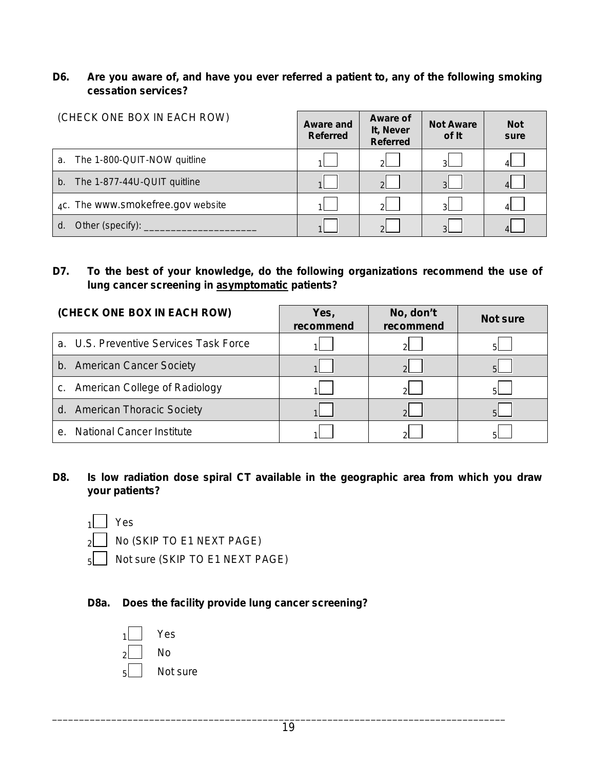**D6. Are you aware of, and have you ever referred a patient to, any of the following smoking cessation services?**

| (CHECK ONE BOX IN EACH ROW) | Aware and Referred | Aware of It, Never Referred | Not Aware of It | Not sure |
|---|---|---|---|---|
| a. The 1-800-QUIT-NOW quitline | 1☐ | 2☐ | 3☐ | 4☐ |
| b. The 1-877-44U-QUIT quitline | 1☐ | 2☐ | 3☐ | 4☐ |
| 4c. The www.smokefree.gov website | 1☐ | 2☐ | 3☐ | 4☐ |
| d. Other (specify): ____________________ | 1☐ | 2☐ | 3☐ | 4☐ |

**D7. To the best of your knowledge, do the following organizations recommend the use of lung cancer screening in <u>asymptomatic</u> patients?**

| **(CHECK ONE BOX IN EACH ROW)** | Yes, recommend | No, don't recommend | Not sure |
|---|---|---|---|
| a. U.S. Preventive Services Task Force | 1☐ | 2☐ | 5☐ |
| b. American Cancer Society | 1☐ | 2☐ | 5☐ |
| c. American College of Radiology | 1☐ | 2☐ | 5☐ |
| d. American Thoracic Society | 1☐ | 2☐ | 5☐ |
| e. National Cancer Institute | 1☐ | 2☐ | 5☐ |

**D8. Is low radiation dose spiral CT available in the geographic area from which you draw your patients?**

1☐ Yes
2☐ No (SKIP TO E1 NEXT PAGE)
5☐ Not sure (SKIP TO E1 NEXT PAGE)

**D8a. Does the facility provide lung cancer screening?**

1☐ Yes
2☐ No
5☐ Not sure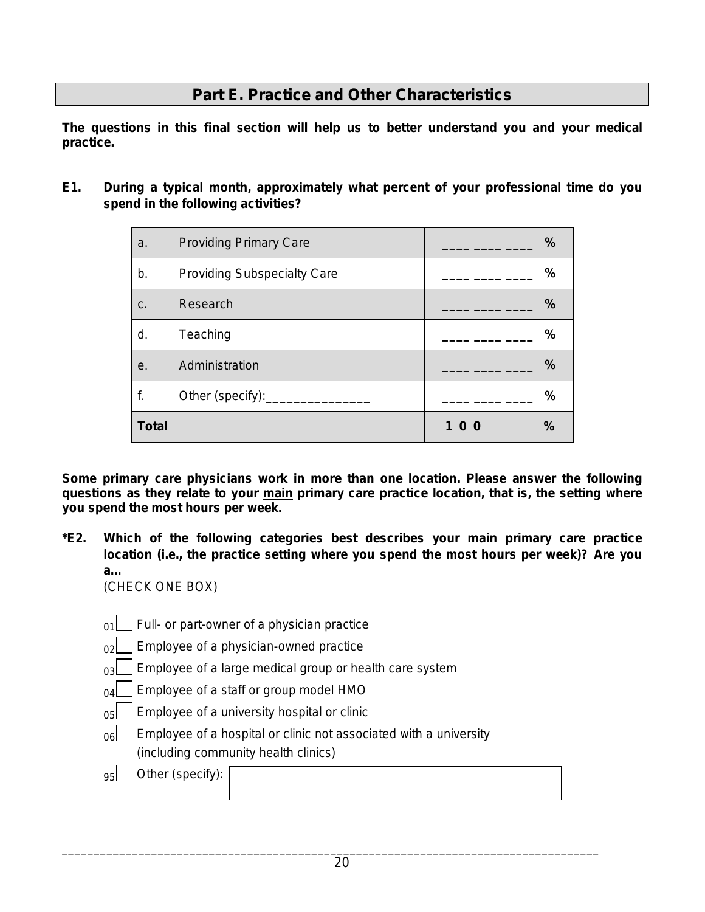## Part E. Practice and Other Characteristics

**The questions in this final section will help us to better understand you and your medical practice.**

**E1. During a typical month, approximately what percent of your professional time do you spend in the following activities?**

| | | | |
|---|---|---|---|
| a. | Providing Primary Care | ____ ____ ____ | % |
| b. | Providing Subspecialty Care | ____ ____ ____ | % |
| c. | Research | ____ ____ ____ | % |
| d. | Teaching | ____ ____ ____ | % |
| e. | Administration | ____ ____ ____ | % |
| f. | Other (specify):_______________ | ____ ____ ____ | % |
| **Total** | | **1 0 0** | **%** |

**Some primary care physicians work in more than one location. Please answer the following questions as they relate to your <u>main</u> primary care practice location, that is, the setting where you spend the most hours per week.**

**\*E2. Which of the following categories best describes your main primary care practice location (i.e., the practice setting where you spend the most hours per week)? Are you a…**

(CHECK ONE BOX)

- 01 ☐ Full- or part-owner of a physician practice
- 02 ☐ Employee of a physician-owned practice
- 03 ☐ Employee of a large medical group or health care system
- 04 ☐ Employee of a staff or group model HMO
- 05 ☐ Employee of a university hospital or clinic
- 06 ☐ Employee of a hospital or clinic not associated with a university (including community health clinics)
- 95 ☐ Other (specify): ____________________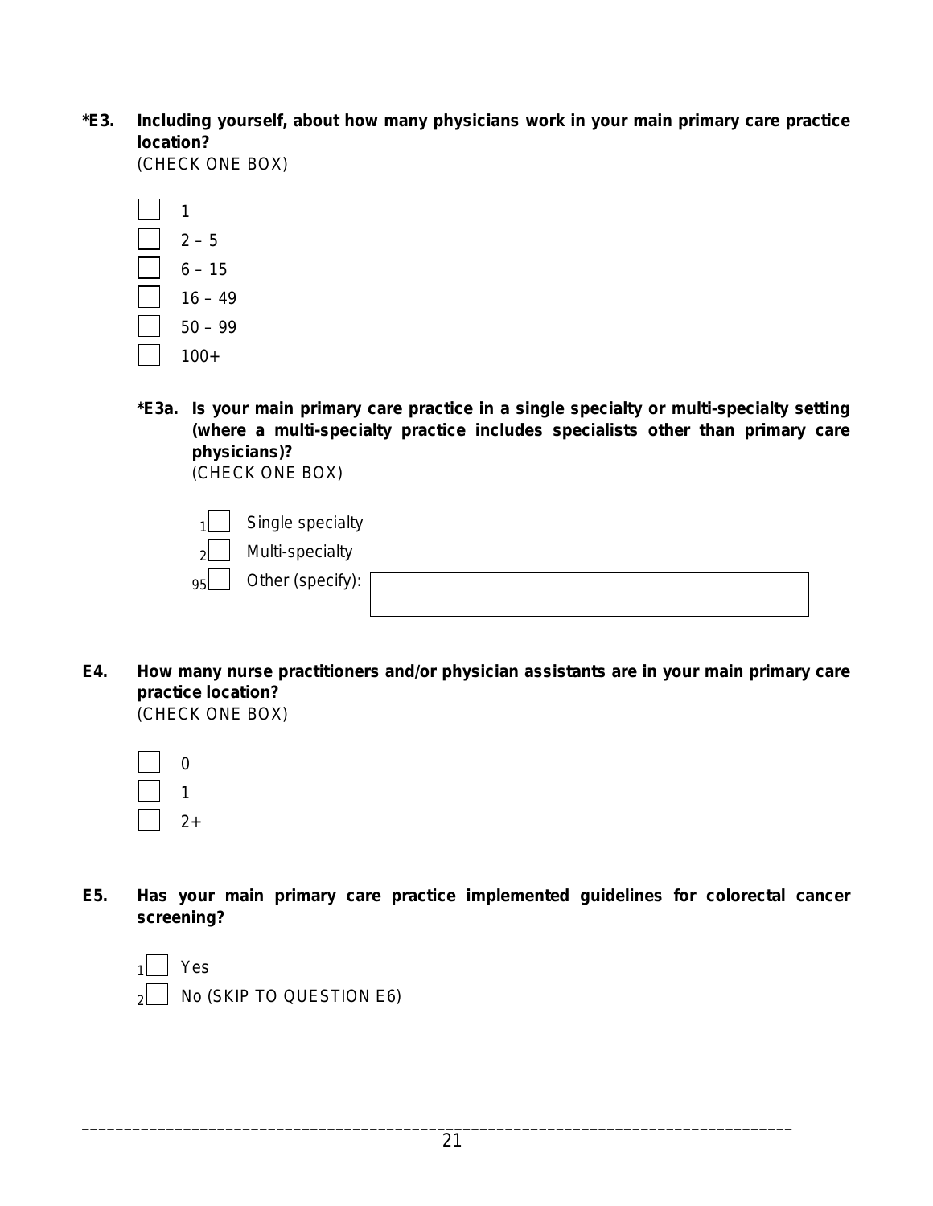**\*E3. Including yourself, about how many physicians work in your main primary care practice location?**
(CHECK ONE BOX)

- ☐ 1
- ☐ 2 – 5
- ☐ 6 – 15
- ☐ 16 – 49
- ☐ 50 – 99
- ☐ 100+

**\*E3a. Is your main primary care practice in a single specialty or multi-specialty setting (where a multi-specialty practice includes specialists other than primary care physicians)?**
(CHECK ONE BOX)

- 1 ☐ Single specialty
- 2 ☐ Multi-specialty
- 95 ☐ Other (specify): ________________

**E4. How many nurse practitioners and/or physician assistants are in your main primary care practice location?**
(CHECK ONE BOX)

- ☐ 0
- ☐ 1
- ☐ 2+

**E5. Has your main primary care practice implemented guidelines for colorectal cancer screening?**

- 1 ☐ Yes
- 2 ☐ No (SKIP TO QUESTION E6)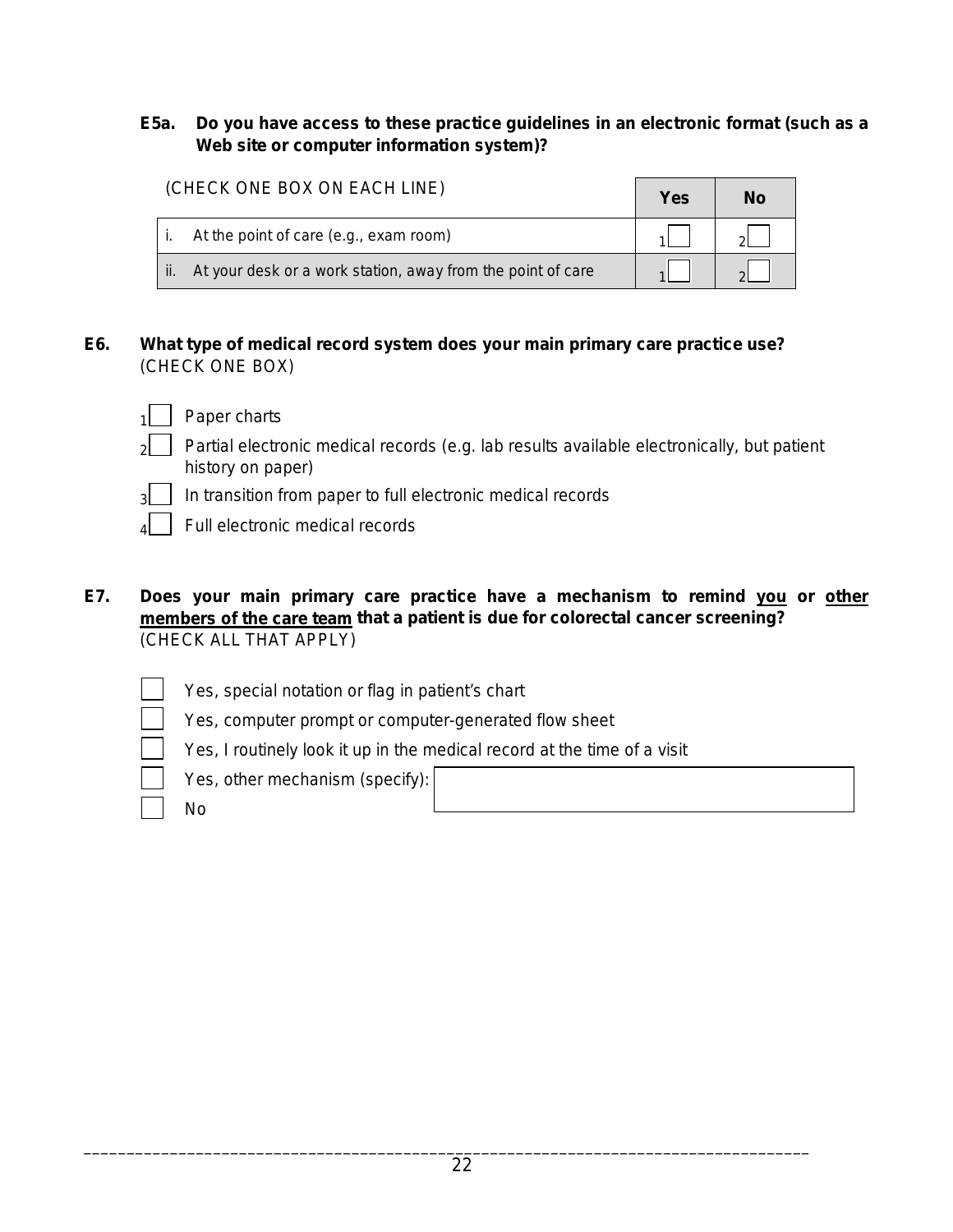**E5a. Do you have access to these practice guidelines in an electronic format (such as a Web site or computer information system)?**

| (CHECK ONE BOX ON EACH LINE) | Yes | No |
|---|---|---|
| i. At the point of care (e.g., exam room) | 1☐ | 2☐ |
| ii. At your desk or a work station, away from the point of care | 1☐ | 2☐ |

**E6. What type of medical record system does your main primary care practice use?**
(CHECK ONE BOX)

- 1☐ Paper charts
- 2☐ Partial electronic medical records (e.g. lab results available electronically, but patient history on paper)
- 3☐ In transition from paper to full electronic medical records
- 4☐ Full electronic medical records

**E7. Does your main primary care practice have a mechanism to remind <u>you</u> or <u>other members of the care team</u> that a patient is due for colorectal cancer screening?**
(CHECK ALL THAT APPLY)

- ☐ Yes, special notation or flag in patient's chart
- ☐ Yes, computer prompt or computer-generated flow sheet
- ☐ Yes, I routinely look it up in the medical record at the time of a visit
- ☐ Yes, other mechanism (specify): ______________________
- ☐ No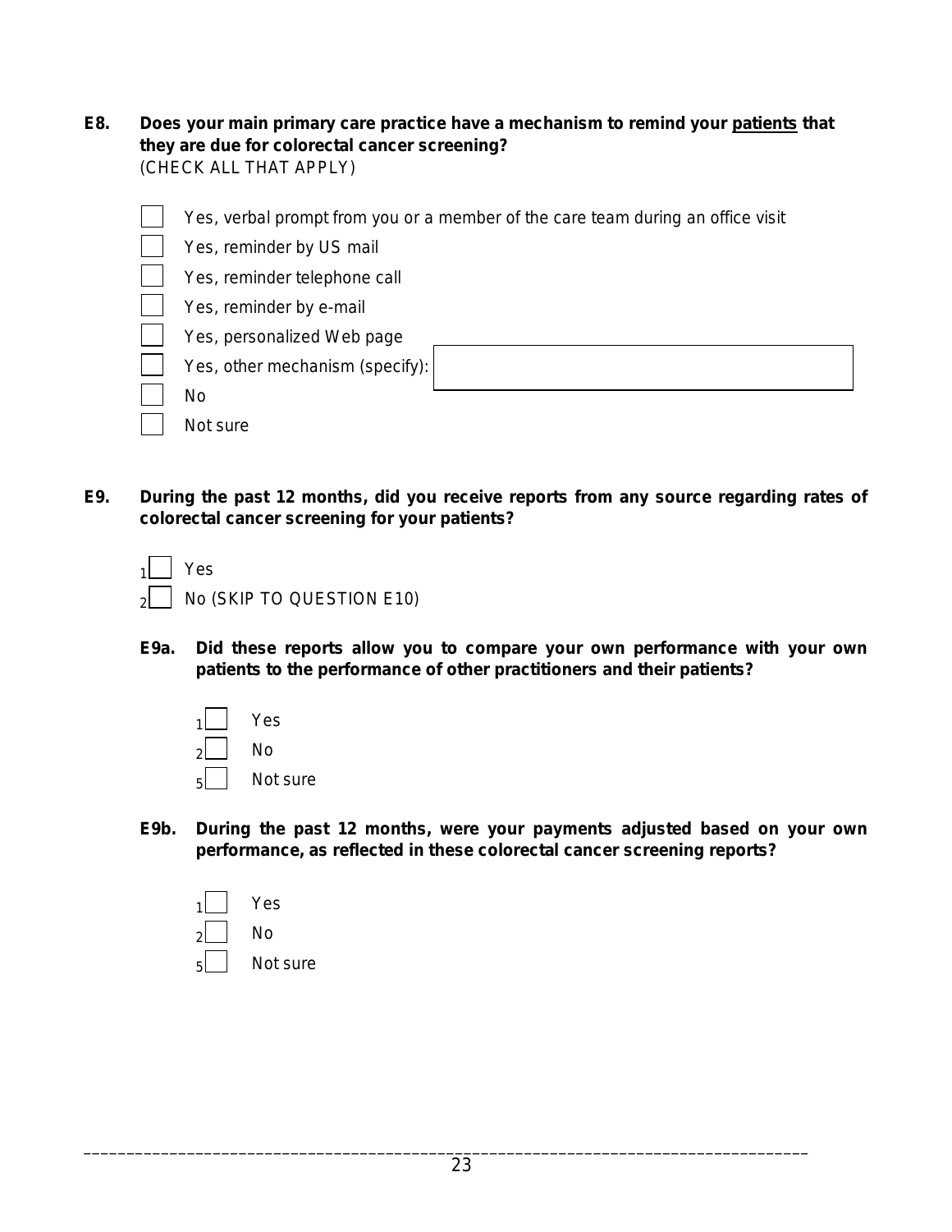**E8. Does your main primary care practice have a mechanism to remind your <u>patients</u> that they are due for colorectal cancer screening?**
(CHECK ALL THAT APPLY)

- ☐ Yes, verbal prompt from you or a member of the care team during an office visit
- ☐ Yes, reminder by US mail
- ☐ Yes, reminder telephone call
- ☐ Yes, reminder by e-mail
- ☐ Yes, personalized Web page
- ☐ Yes, other mechanism (specify): ________________
- ☐ No
- ☐ Not sure

**E9. During the past 12 months, did you receive reports from any source regarding rates of colorectal cancer screening for your patients?**

- 1☐ Yes
- 2☐ No (SKIP TO QUESTION E10)

**E9a. Did these reports allow you to compare your own performance with your own patients to the performance of other practitioners and their patients?**

- 1☐ Yes
- 2☐ No
- 5☐ Not sure

**E9b. During the past 12 months, were your payments adjusted based on your own performance, as reflected in these colorectal cancer screening reports?**

- 1☐ Yes
- 2☐ No
- 5☐ Not sure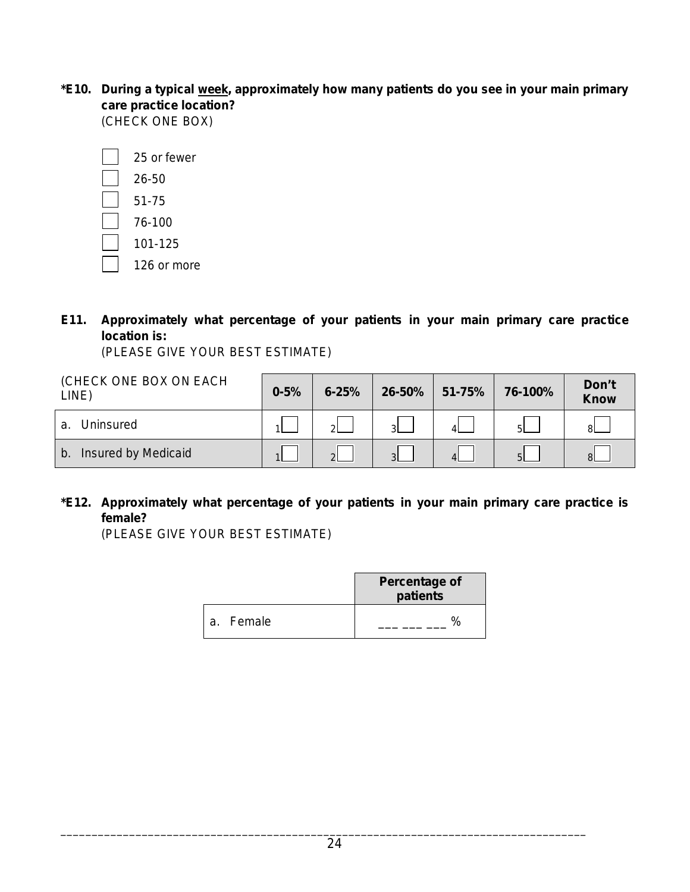**\*E10. During a typical <u>week</u>, approximately how many patients do you see in your main primary care practice location?**
(CHECK ONE BOX)

- ☐ 25 or fewer
- ☐ 26-50
- ☐ 51-75
- ☐ 76-100
- ☐ 101-125
- ☐ 126 or more

**E11. Approximately what percentage of your patients in your main primary care practice location is:**
(PLEASE GIVE YOUR BEST ESTIMATE)

| (CHECK ONE BOX ON EACH LINE) | 0-5% | 6-25% | 26-50% | 51-75% | 76-100% | Don't Know |
|---|---|---|---|---|---|---|
| a. Uninsured | 1☐ | 2☐ | 3☐ | 4☐ | 5☐ | 8☐ |
| b. Insured by Medicaid | 1☐ | 2☐ | 3☐ | 4☐ | 5☐ | 8☐ |

**\*E12. Approximately what percentage of your patients in your main primary care practice is female?**
(PLEASE GIVE YOUR BEST ESTIMATE)

| | Percentage of patients |
|---|---|
| a. Female | ___ ___ ___ % |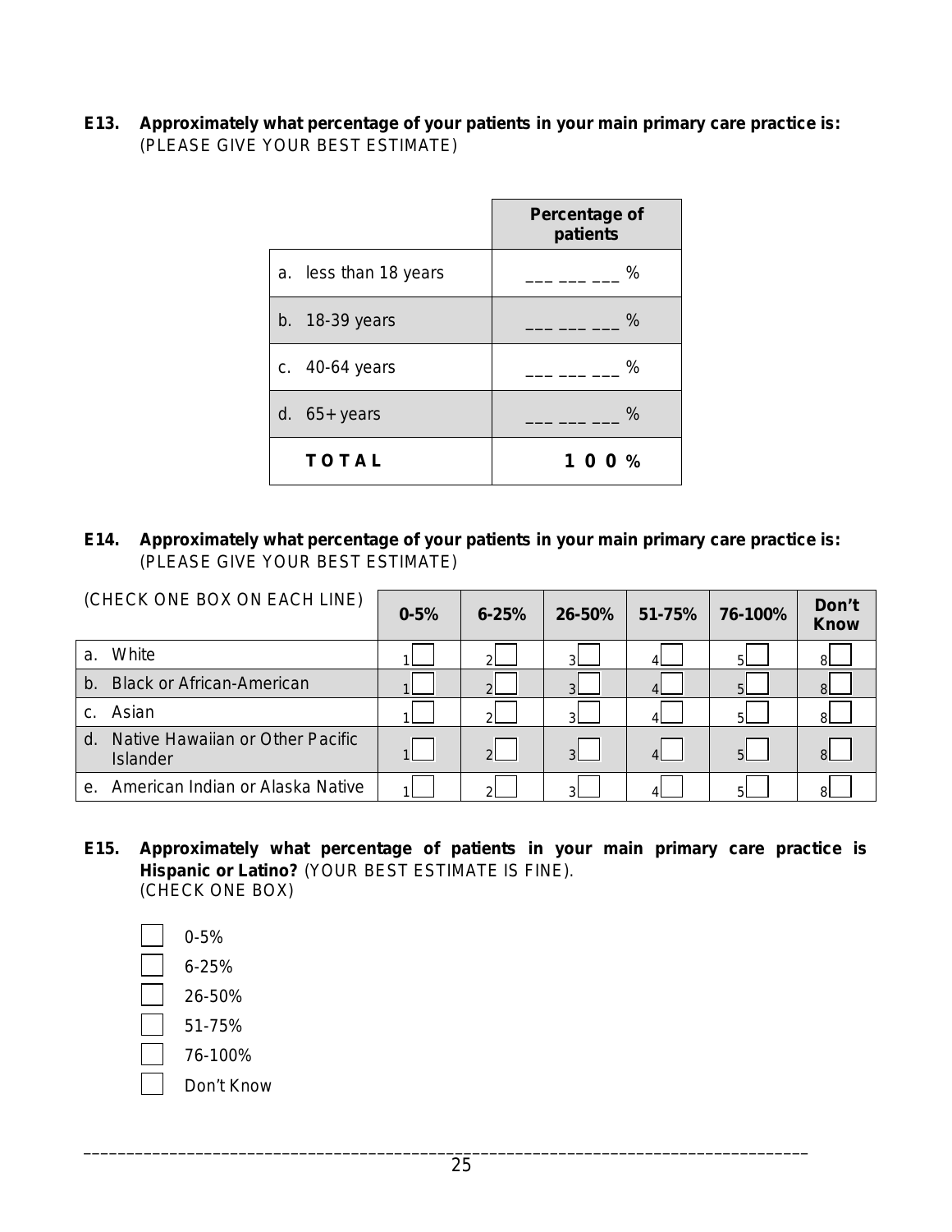**E13. Approximately what percentage of your patients in your main primary care practice is:** (PLEASE GIVE YOUR BEST ESTIMATE)

| | Percentage of patients |
|---|---|
| a. less than 18 years | ___ ___ ___ % |
| b. 18-39 years | ___ ___ ___ % |
| c. 40-64 years | ___ ___ ___ % |
| d. 65+ years | ___ ___ ___ % |
| **TOTAL** | **1 0 0 %** |

**E14. Approximately what percentage of your patients in your main primary care practice is:** (PLEASE GIVE YOUR BEST ESTIMATE)

| (CHECK ONE BOX ON EACH LINE) | 0-5% | 6-25% | 26-50% | 51-75% | 76-100% | Don't Know |
|---|---|---|---|---|---|---|
| a. White | 1☐ | 2☐ | 3☐ | 4☐ | 5☐ | 8☐ |
| b. Black or African-American | 1☐ | 2☐ | 3☐ | 4☐ | 5☐ | 8☐ |
| c. Asian | 1☐ | 2☐ | 3☐ | 4☐ | 5☐ | 8☐ |
| d. Native Hawaiian or Other Pacific Islander | 1☐ | 2☐ | 3☐ | 4☐ | 5☐ | 8☐ |
| e. American Indian or Alaska Native | 1☐ | 2☐ | 3☐ | 4☐ | 5☐ | 8☐ |

**E15. Approximately what percentage of patients in your main primary care practice is Hispanic or Latino?** (YOUR BEST ESTIMATE IS FINE).
(CHECK ONE BOX)

- ☐ 0-5%
- ☐ 6-25%
- ☐ 26-50%
- ☐ 51-75%
- ☐ 76-100%
- ☐ Don't Know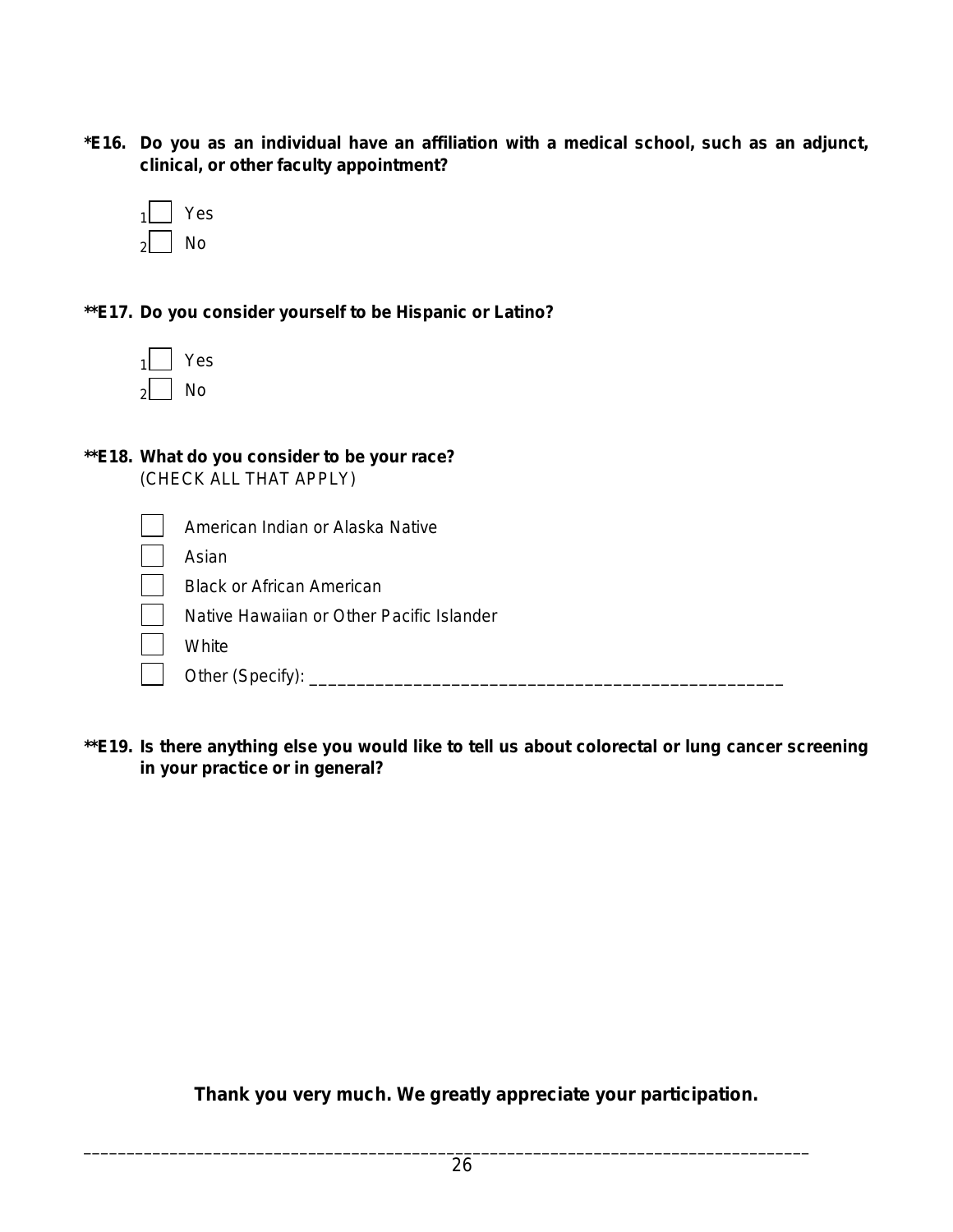**\*E16. Do you as an individual have an affiliation with a medical school, such as an adjunct, clinical, or other faculty appointment?**

- ☐1 Yes
- ☐2 No

**\*\*E17. Do you consider yourself to be Hispanic or Latino?**

- ☐1 Yes
- ☐2 No

**\*\*E18. What do you consider to be your race?**
(CHECK ALL THAT APPLY)

- ☐ American Indian or Alaska Native
- ☐ Asian
- ☐ Black or African American
- ☐ Native Hawaiian or Other Pacific Islander
- ☐ White
- ☐ Other (Specify): ___________________________________________________

**\*\*E19. Is there anything else you would like to tell us about colorectal or lung cancer screening in your practice or in general?**

**Thank you very much. We greatly appreciate your participation.**